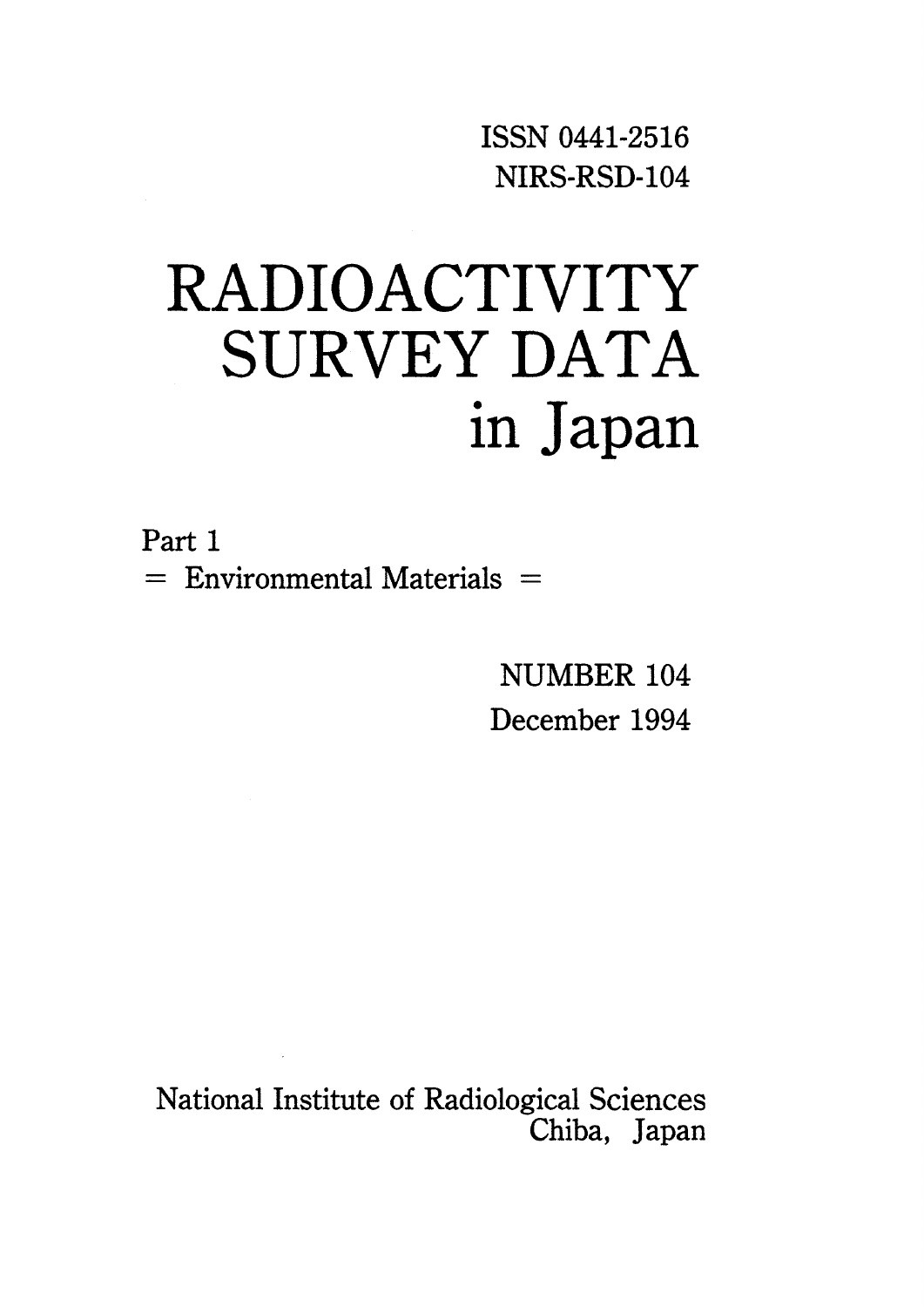ISSN 0441-2516
NIRS-RSD-104

# RADIOACTIVITY SURVEY DATA in Japan

Part 1
= Environmental Materials =

NUMBER 104
December 1994

National Institute of Radiological Sciences
Chiba, Japan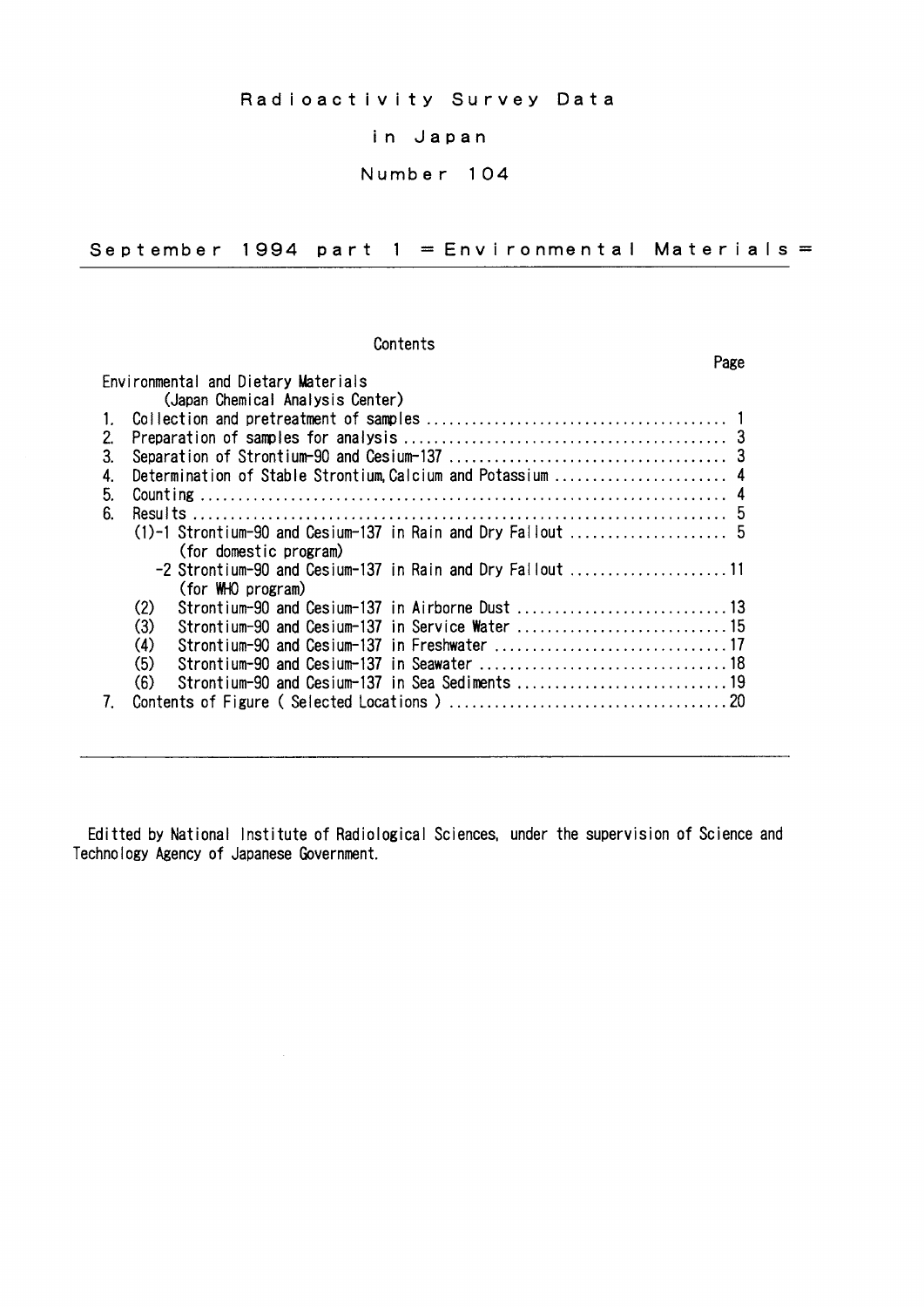# Radioactivity Survey Data

# in Japan

# Number 104

## September 1994 part 1 = Environmental Materials =

Contents

| | Page |
|---|---|
| Environmental and Dietary Materials | |
| (Japan Chemical Analysis Center) | |
| 1. Collection and pretreatment of samples | 1 |
| 2. Preparation of samples for analysis | 3 |
| 3. Separation of Strontium-90 and Cesium-137 | 3 |
| 4. Determination of Stable Strontium, Calcium and Potassium | 4 |
| 5. Counting | 4 |
| 6. Results | 5 |
| (1)-1 Strontium-90 and Cesium-137 in Rain and Dry Fallout (for domestic program) | 5 |
| -2 Strontium-90 and Cesium-137 in Rain and Dry Fallout (for WHO program) | 11 |
| (2) Strontium-90 and Cesium-137 in Airborne Dust | 13 |
| (3) Strontium-90 and Cesium-137 in Service Water | 15 |
| (4) Strontium-90 and Cesium-137 in Freshwater | 17 |
| (5) Strontium-90 and Cesium-137 in Seawater | 18 |
| (6) Strontium-90 and Cesium-137 in Sea Sediments | 19 |
| 7. Contents of Figure ( Selected Locations ) | 20 |

Editted by National Institute of Radiological Sciences, under the supervision of Science and Technology Agency of Japanese Government.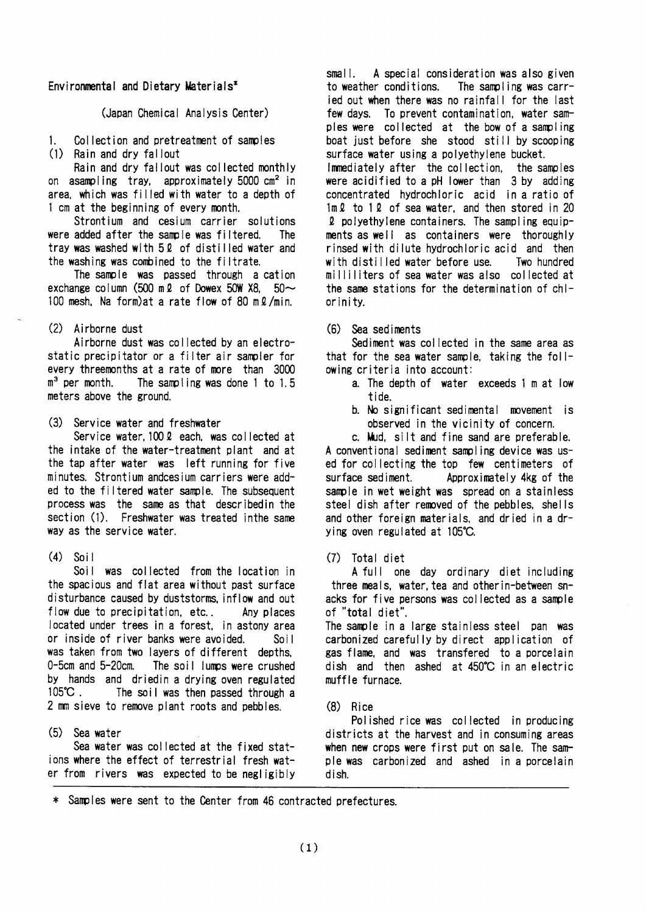## Environmental and Dietary Materials*

(Japan Chemical Analysis Center)

### 1. Collection and pretreatment of samples

#### (1) Rain and dry fallout

Rain and dry fallout was collected monthly on asampling tray, approximately 5000 cm$^2$ in area, which was filled with water to a depth of 1 cm at the beginning of every month.

Strontium and cesium carrier solutions were added after the sample was filtered. The tray was washed with 5 ℓ of distilled water and the washing was combined to the filtrate.

The sample was passed through a cation exchange column (500 mℓ of Dowex 50W X8, 50～100 mesh, Na form)at a rate flow of 80 mℓ/min.

#### (2) Airborne dust

Airborne dust was collected by an electrostatic precipitator or a filter air sampler for every threemonths at a rate of more than 3000 m$^3$ per month. The sampling was done 1 to 1.5 meters above the ground.

#### (3) Service water and freshwater

Service water, 100 ℓ each, was collected at the intake of the water-treatment plant and at the tap after water was left running for five minutes. Strontium andcesium carriers were added to the filtered water sample. The subsequent process was the same as that describedin the section (1). Freshwater was treated inthe same way as the service water.

#### (4) Soil

Soil was collected from the location in the spacious and flat area without past surface disturbance caused by duststorms, inflow and out flow due to precipitation, etc.. Any places located under trees in a forest, in astony area or inside of river banks were avoided. Soil was taken from two layers of different depths, 0-5cm and 5-20cm. The soil lumps were crushed by hands and driedin a drying oven regulated 105℃. The soil was then passed through a 2 mm sieve to remove plant roots and pebbles.

#### (5) Sea water

Sea water was collected at the fixed stations where the effect of terrestrial fresh water from rivers was expected to be negligibly small. A special consideration was also given to weather conditions. The sampling was carried out when there was no rainfall for the last few days. To prevent contamination, water samples were collected at the bow of a sampling boat just before she stood still by scooping surface water using a polyethylene bucket.
Immediately after the collection, the samples were acidified to a pH lower than 3 by adding concentrated hydrochloric acid in a ratio of 1mℓ to 1ℓ of sea water, and then stored in 20 ℓ polyethylene containers. The sampling equipments as well as containers were thoroughly rinsed with dilute hydrochloric acid and then with distilled water before use. Two hundred milliliters of sea water was also collected at the same stations for the determination of chlorinity.

#### (6) Sea sediments

Sediment was collected in the same area as that for the sea water sample, taking the following criteria into account:

a. The depth of water exceeds 1 m at low tide.

b. No significant sedimental movement is observed in the vicinity of concern.

c. Mud, silt and fine sand are preferable.

A conventional sediment sampling device was used for collecting the top few centimeters of surface sediment. Approximately 4kg of the sample in wet weight was spread on a stainless steel dish after removed of the pebbles, shells and other foreign materials, and dried in a drying oven regulated at 105℃.

#### (7) Total diet

A full one day ordinary diet including three meals, water, tea and otherin-between snacks for five persons was collected as a sample of "total diet".
The sample in a large stainless steel pan was carbonized carefully by direct application of gas flame, and was transfered to a porcelain dish and then ashed at 450℃ in an electric muffle furnace.

#### (8) Rice

Polished rice was collected in producing districts at the harvest and in consuming areas when new crops were first put on sale. The sample was carbonized and ashed in a porcelain dish.

---

\* Samples were sent to the Center from 46 contracted prefectures.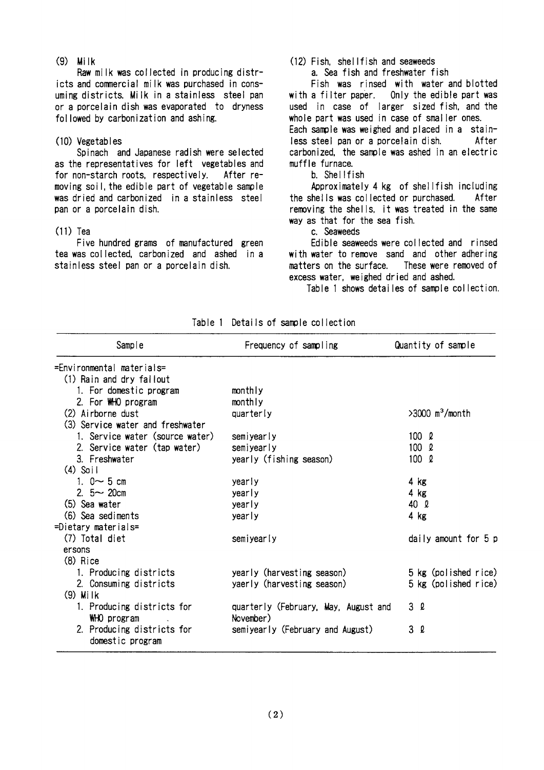(9) Milk

Raw milk was collected in producing districts and commercial milk was purchased in consuming districts. Milk in a stainless steel pan or a porcelain dish was evaporated to dryness followed by carbonization and ashing.

(10) Vegetables

Spinach and Japanese radish were selected as the representatives for left vegetables and for non-starch roots, respectively. After removing soil, the edible part of vegetable sample was dried and carbonized in a stainless steel pan or a porcelain dish.

(11) Tea

Five hundred grams of manufactured green tea was collected, carbonized and ashed in a stainless steel pan or a porcelain dish.

(12) Fish, shellfish and seaweeds

a. Sea fish and freshwater fish

Fish was rinsed with water and blotted with a filter paper. Only the edible part was used in case of larger sized fish, and the whole part was used in case of smaller ones. Each sample was weighed and placed in a stainless steel pan or a porcelain dish. After carbonized, the sample was ashed in an electric muffle furnace.

b. Shellfish

Approximately 4 kg of shellfish including the shells was collected or purchased. After removing the shells, it was treated in the same way as that for the sea fish.

c. Seaweeds

Edible seaweeds were collected and rinsed with water to remove sand and other adhering matters on the surface. These were removed of excess water, weighed dried and ashed.

Table 1 shows detailes of sample collection.

Table 1 Details of sample collection

| Sample | Frequency of sampling | Quantity of sample |
|---|---|---|
| =Environmental materials= | | |
| (1) Rain and dry fallout | | |
| 1. For domestic program | monthly | |
| 2. For WHO program | monthly | |
| (2) Airborne dust | quarterly | >3000 $m^3$/month |
| (3) Service water and freshwater | | |
| 1. Service water (source water) | semiyearly | 100 ℓ |
| 2. Service water (tap water) | semiyearly | 100 ℓ |
| 3. Freshwater | yearly (fishing season) | 100 ℓ |
| (4) Soil | | |
| 1. 0～5 cm | yearly | 4 kg |
| 2. 5～20cm | yearly | 4 kg |
| (5) Sea water | yearly | 40 ℓ |
| (6) Sea sediments | yearly | 4 kg |
| =Dietary materials= | | |
| (7) Total diet | semiyearly | daily amount for 5 persons |
| (8) Rice | | |
| 1. Producing districts | yearly (harvesting season) | 5 kg (polished rice) |
| 2. Consuming districts | yaerly (harvesting season) | 5 kg (polished rice) |
| (9) Milk | | |
| 1. Producing districts for WHO program | quarterly (February, May, August and November) | 3 ℓ |
| 2. Producing districts for domestic program | semiyearly (February and August) | 3 ℓ |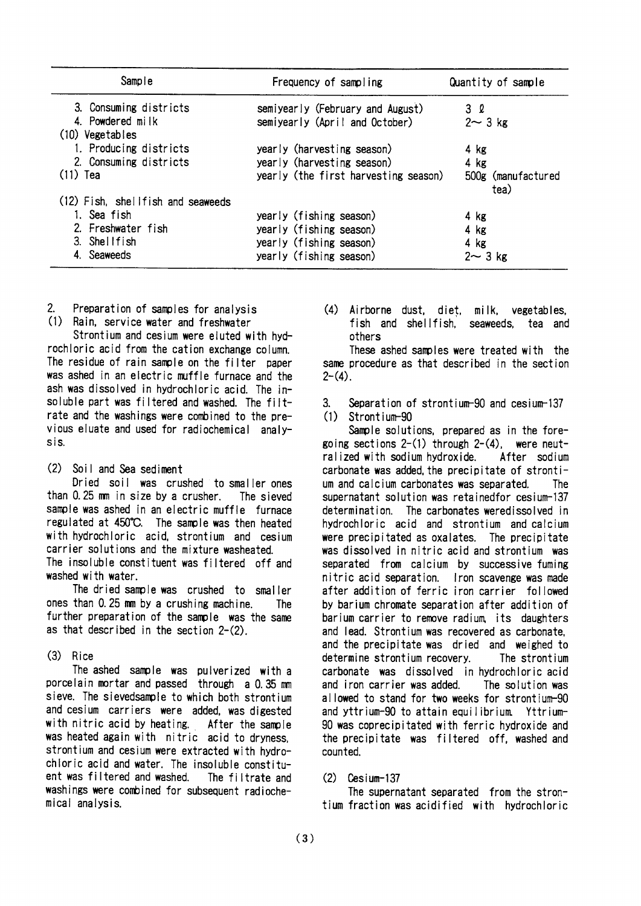| Sample | Frequency of sampling | Quantity of sample |
|---|---|---|
| 3. Consuming districts | semiyearly (February and August) | 3 ℓ |
| 4. Powdered milk | semiyearly (April and October) | 2～3 kg |
| (10) Vegetables | | |
| 1. Producing districts | yearly (harvesting season) | 4 kg |
| 2. Consuming districts | yearly (harvesting season) | 4 kg |
| (11) Tea | yearly (the first harvesting season) | 500g (manufactured tea) |
| (12) Fish, shellfish and seaweeds | | |
| 1. Sea fish | yearly (fishing season) | 4 kg |
| 2. Freshwater fish | yearly (fishing season) | 4 kg |
| 3. Shellfish | yearly (fishing season) | 4 kg |
| 4. Seaweeds | yearly (fishing season) | 2～3 kg |

## 2. Preparation of samples for analysis

### (1) Rain, service water and freshwater

Strontium and cesium were eluted with hydrochloric acid from the cation exchange column. The residue of rain sample on the filter paper was ashed in an electric muffle furnace and the ash was dissolved in hydrochloric acid. The insoluble part was filtered and washed. The filtrate and the washings were combined to the previous eluate and used for radiochemical analysis.

### (2) Soil and Sea sediment

Dried soil was crushed to smaller ones than 0.25 mm in size by a crusher. The sieved sample was ashed in an electric muffle furnace regulated at 450℃. The sample was then heated with hydrochloric acid, strontium and cesium carrier solutions and the mixture washeated. The insoluble constituent was filtered off and washed with water.

The dried sample was crushed to smaller ones than 0.25 mm by a crushing machine. The further preparation of the sample was the same as that described in the section 2-(2).

### (3) Rice

The ashed sample was pulverized with a porcelain mortar and passed through a 0.35 mm sieve. The sievedsample to which both strontium and cesium carriers were added, was digested with nitric acid by heating. After the sample was heated again with nitric acid to dryness, strontium and cesium were extracted with hydrochloric acid and water. The insoluble constituent was filtered and washed. The filtrate and washings were combined for subsequent radiochemical analysis.

### (4) Airborne dust, diet, milk, vegetables, fish and shellfish, seaweeds, tea and others

These ashed samples were treated with the same procedure as that described in the section 2-(4).

## 3. Separation of strontium-90 and cesium-137

### (1) Strontium-90

Sample solutions, prepared as in the foregoing sections 2-(1) through 2-(4), were neutralized with sodium hydroxide. After sodium carbonate was added, the precipitate of strontium and calcium carbonates was separated. The supernatant solution was retainedfor cesium-137 determination. The carbonates weredissolved in hydrochloric acid and strontium and calcium were precipitated as oxalates. The precipitate was dissolved in nitric acid and strontium was separated from calcium by successive fuming nitric acid separation. Iron scavenge was made after addition of ferric iron carrier followed by barium chromate separation after addition of barium carrier to remove radium, its daughters and lead. Strontium was recovered as carbonate, and the precipitate was dried and weighed to determine strontium recovery. The strontium carbonate was dissolved in hydrochloric acid and iron carrier was added. The solution was allowed to stand for two weeks for strontium-90 and yttrium-90 to attain equilibrium. Yttrium-90 was coprecipitated with ferric hydroxide and the precipitate was filtered off, washed and counted.

### (2) Cesium-137

The supernatant separated from the strontium fraction was acidified with hydrochloric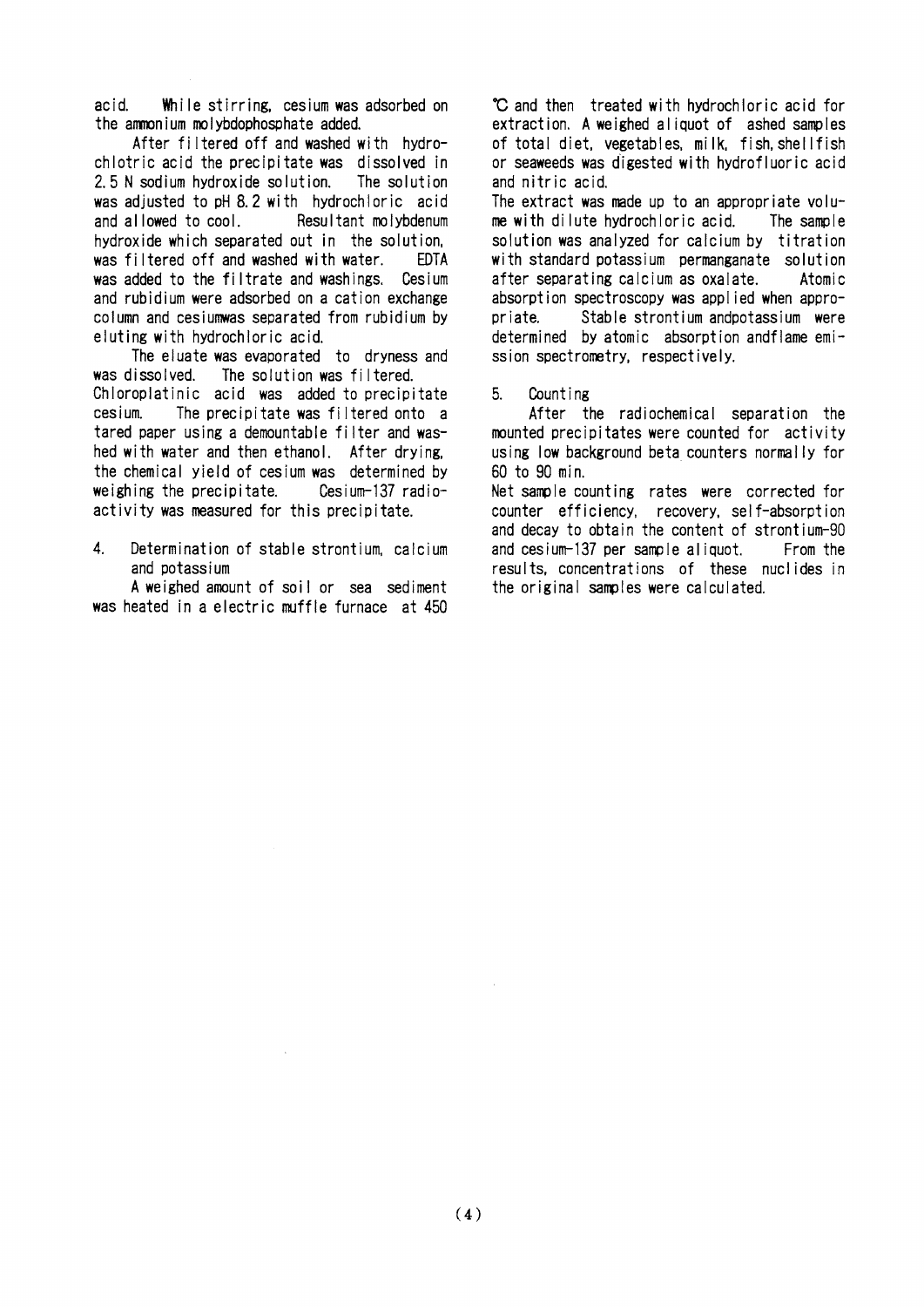acid. While stirring, cesium was adsorbed on the ammonium molybdophosphate added.

After filtered off and washed with hydrochlotric acid the precipitate was dissolved in 2.5 N sodium hydroxide solution. The solution was adjusted to pH 8.2 with hydrochloric acid and allowed to cool. Resultant molybdenum hydroxide which separated out in the solution, was filtered off and washed with water. EDTA was added to the filtrate and washings. Cesium and rubidium were adsorbed on a cation exchange column and cesiumwas separated from rubidium by eluting with hydrochloric acid.

The eluate was evaporated to dryness and was dissolved. The solution was filtered. Chloroplatinic acid was added to precipitate cesium. The precipitate was filtered onto a tared paper using a demountable filter and washed with water and then ethanol. After drying, the chemical yield of cesium was determined by weighing the precipitate. Cesium-137 radioactivity was measured for this precipitate.

4. Determination of stable strontium, calcium and potassium

A weighed amount of soil or sea sediment was heated in a electric muffle furnace at 450 ℃ and then treated with hydrochloric acid for extraction. A weighed aliquot of ashed samples of total diet, vegetables, milk, fish, shellfish or seaweeds was digested with hydrofluoric acid and nitric acid.

The extract was made up to an appropriate volume with dilute hydrochloric acid. The sample solution was analyzed for calcium by titration with standard potassium permanganate solution after separating calcium as oxalate. Atomic absorption spectroscopy was applied when appropriate. Stable strontium andpotassium were determined by atomic absorption andflame emission spectrometry, respectively.

5. Counting

After the radiochemical separation the mounted precipitates were counted for activity using low background beta counters normally for 60 to 90 min.

Net sample counting rates were corrected for counter efficiency, recovery, self-absorption and decay to obtain the content of strontium-90 and cesium-137 per sample aliquot. From the results, concentrations of these nuclides in the original samples were calculated.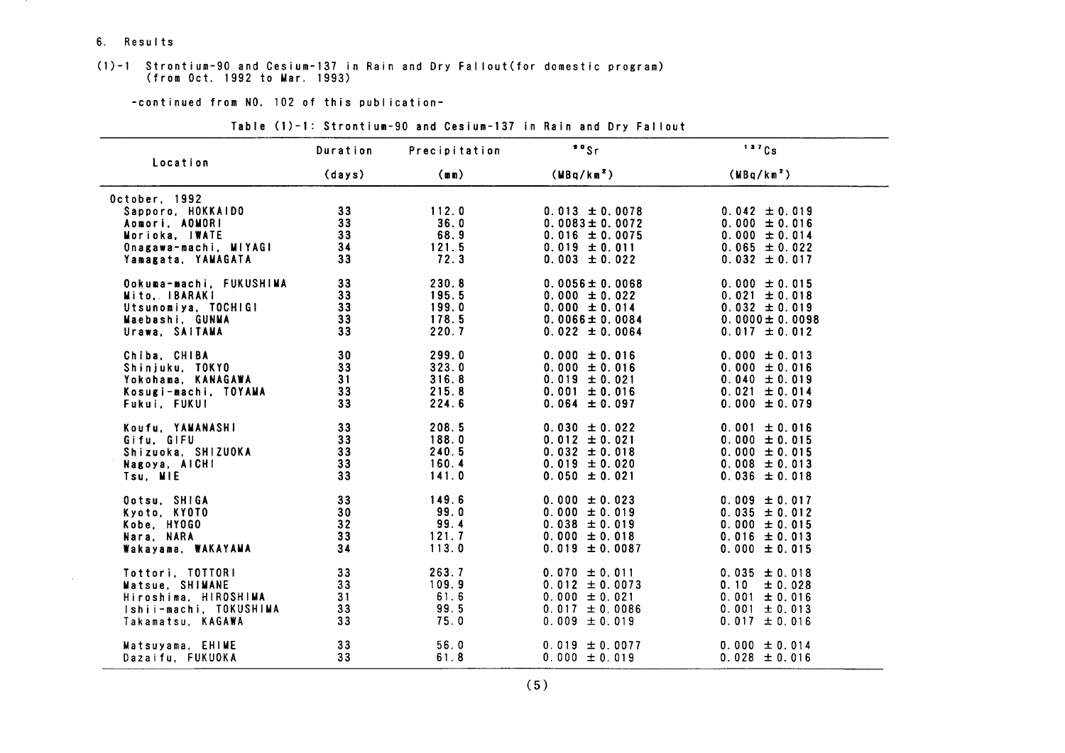## 6. Results

### (1)-1 Strontium-90 and Cesium-137 in Rain and Dry Fallout (for domestic program) (from Oct. 1992 to Mar. 1993)

-continued from NO. 102 of this publication-

Table (1)-1: Strontium-90 and Cesium-137 in Rain and Dry Fallout

| Location | Duration (days) | Precipitation (mm) | $^{90}Sr$ ($MBq/km^2$) | $^{137}Cs$ ($MBq/km^2$) |
|---|---|---|---|---|
| October, 1992 | | | | |
| Sapporo, HOKKAIDO | 33 | 112.0 | 0.013 ± 0.0078 | 0.042 ± 0.019 |
| Aomori, AOMORI | 33 | 36.0 | 0.0083 ± 0.0072 | 0.000 ± 0.016 |
| Morioka, IWATE | 33 | 68.9 | 0.016 ± 0.0075 | 0.000 ± 0.014 |
| Onagawa-machi, MIYAGI | 34 | 121.5 | 0.019 ± 0.011 | 0.065 ± 0.022 |
| Yamagata, YAMAGATA | 33 | 72.3 | 0.003 ± 0.022 | 0.032 ± 0.017 |
| Ookuma-machi, FUKUSHIMA | 33 | 230.8 | 0.0056 ± 0.0068 | 0.000 ± 0.015 |
| Mito, IBARAKI | 33 | 195.5 | 0.000 ± 0.022 | 0.021 ± 0.018 |
| Utsunomiya, TOCHIGI | 33 | 199.0 | 0.000 ± 0.014 | 0.032 ± 0.019 |
| Maebashi, GUNMA | 33 | 178.5 | 0.0066 ± 0.0084 | 0.0000 ± 0.0098 |
| Urawa, SAITAMA | 33 | 220.7 | 0.022 ± 0.0064 | 0.017 ± 0.012 |
| Chiba, CHIBA | 30 | 299.0 | 0.000 ± 0.016 | 0.000 ± 0.013 |
| Shinjuku, TOKYO | 33 | 323.0 | 0.000 ± 0.016 | 0.000 ± 0.016 |
| Yokohama, KANAGAWA | 31 | 316.8 | 0.019 ± 0.021 | 0.040 ± 0.019 |
| Kosugi-machi, TOYAMA | 33 | 215.8 | 0.001 ± 0.016 | 0.021 ± 0.014 |
| Fukui, FUKUI | 33 | 224.6 | 0.064 ± 0.097 | 0.000 ± 0.079 |
| Koufu, YAMANASHI | 33 | 208.5 | 0.030 ± 0.022 | 0.001 ± 0.016 |
| Gifu, GIFU | 33 | 188.0 | 0.012 ± 0.021 | 0.000 ± 0.015 |
| Shizuoka, SHIZUOKA | 33 | 240.5 | 0.032 ± 0.018 | 0.000 ± 0.015 |
| Nagoya, AICHI | 33 | 160.4 | 0.019 ± 0.020 | 0.008 ± 0.013 |
| Tsu, MIE | 33 | 141.0 | 0.050 ± 0.021 | 0.036 ± 0.018 |
| Ootsu, SHIGA | 33 | 149.6 | 0.000 ± 0.023 | 0.009 ± 0.017 |
| Kyoto, KYOTO | 30 | 99.0 | 0.000 ± 0.019 | 0.035 ± 0.012 |
| Kobe, HYOGO | 32 | 99.4 | 0.038 ± 0.019 | 0.000 ± 0.015 |
| Nara, NARA | 33 | 121.7 | 0.000 ± 0.018 | 0.016 ± 0.013 |
| Wakayama, WAKAYAMA | 34 | 113.0 | 0.019 ± 0.0087 | 0.000 ± 0.015 |
| Tottori, TOTTORI | 33 | 263.7 | 0.070 ± 0.011 | 0.035 ± 0.018 |
| Matsue, SHIMANE | 33 | 109.9 | 0.012 ± 0.0073 | 0.10 ± 0.028 |
| Hiroshima, HIROSHIMA | 31 | 61.6 | 0.000 ± 0.021 | 0.001 ± 0.016 |
| Ishii-machi, TOKUSHIMA | 33 | 99.5 | 0.017 ± 0.0086 | 0.001 ± 0.013 |
| Takamatsu, KAGAWA | 33 | 75.0 | 0.009 ± 0.019 | 0.017 ± 0.016 |
| Matsuyama, EHIME | 33 | 56.0 | 0.019 ± 0.0077 | 0.000 ± 0.014 |
| Dazaifu, FUKUOKA | 33 | 61.8 | 0.000 ± 0.019 | 0.028 ± 0.016 |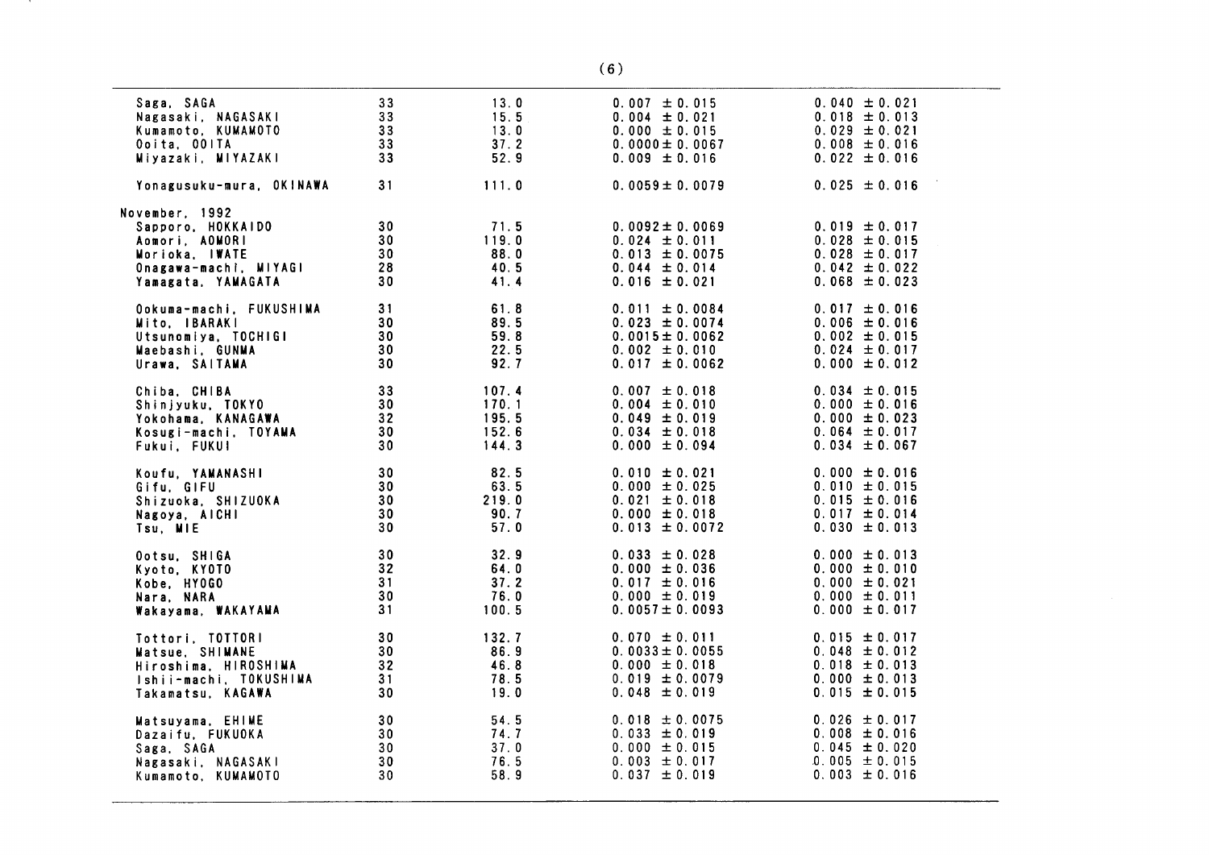| | | | | |
|---|---|---|---|---|
| Saga, SAGA | 33 | 13.0 | 0.007 ± 0.015 | 0.040 ± 0.021 |
| Nagasaki, NAGASAKI | 33 | 15.5 | 0.004 ± 0.021 | 0.018 ± 0.013 |
| Kumamoto, KUMAMOTO | 33 | 13.0 | 0.000 ± 0.015 | 0.029 ± 0.021 |
| Ooita, OOITA | 33 | 37.2 | 0.0000 ± 0.0067 | 0.008 ± 0.016 |
| Miyazaki, MIYAZAKI | 33 | 52.9 | 0.009 ± 0.016 | 0.022 ± 0.016 |
| Yonagusuku-mura, OKINAWA | 31 | 111.0 | 0.0059 ± 0.0079 | 0.025 ± 0.016 |
| November, 1992 | | | | |
| Sapporo, HOKKAIDO | 30 | 71.5 | 0.0092 ± 0.0069 | 0.019 ± 0.017 |
| Aomori, AOMORI | 30 | 119.0 | 0.024 ± 0.011 | 0.028 ± 0.015 |
| Morioka, IWATE | 30 | 88.0 | 0.013 ± 0.0075 | 0.028 ± 0.017 |
| Onagawa-machi, MIYAGI | 28 | 40.5 | 0.044 ± 0.014 | 0.042 ± 0.022 |
| Yamagata, YAMAGATA | 30 | 41.4 | 0.016 ± 0.021 | 0.068 ± 0.023 |
| Ookuma-machi, FUKUSHIMA | 31 | 61.8 | 0.011 ± 0.0084 | 0.017 ± 0.016 |
| Mito, IBARAKI | 30 | 89.5 | 0.023 ± 0.0074 | 0.006 ± 0.016 |
| Utsunomiya, TOCHIGI | 30 | 59.8 | 0.0015 ± 0.0062 | 0.002 ± 0.015 |
| Maebashi, GUNMA | 30 | 22.5 | 0.002 ± 0.010 | 0.024 ± 0.017 |
| Urawa, SAITAMA | 30 | 92.7 | 0.017 ± 0.0062 | 0.000 ± 0.012 |
| Chiba, CHIBA | 33 | 107.4 | 0.007 ± 0.018 | 0.034 ± 0.015 |
| Shinjyuku, TOKYO | 30 | 170.1 | 0.004 ± 0.010 | 0.000 ± 0.016 |
| Yokohama, KANAGAWA | 32 | 195.5 | 0.049 ± 0.019 | 0.000 ± 0.023 |
| Kosugi-machi, TOYAMA | 30 | 152.6 | 0.034 ± 0.018 | 0.064 ± 0.017 |
| Fukui, FUKUI | 30 | 144.3 | 0.000 ± 0.094 | 0.034 ± 0.067 |
| Koufu, YAMANASHI | 30 | 82.5 | 0.010 ± 0.021 | 0.000 ± 0.016 |
| Gifu, GIFU | 30 | 63.5 | 0.000 ± 0.025 | 0.010 ± 0.015 |
| Shizuoka, SHIZUOKA | 30 | 219.0 | 0.021 ± 0.018 | 0.015 ± 0.016 |
| Nagoya, AICHI | 30 | 90.7 | 0.000 ± 0.018 | 0.017 ± 0.014 |
| Tsu, MIE | 30 | 57.0 | 0.013 ± 0.0072 | 0.030 ± 0.013 |
| Ootsu, SHIGA | 30 | 32.9 | 0.033 ± 0.028 | 0.000 ± 0.013 |
| Kyoto, KYOTO | 32 | 64.0 | 0.000 ± 0.036 | 0.000 ± 0.010 |
| Kobe, HYOGO | 31 | 37.2 | 0.017 ± 0.016 | 0.000 ± 0.021 |
| Nara, NARA | 30 | 76.0 | 0.000 ± 0.019 | 0.000 ± 0.011 |
| Wakayama, WAKAYAMA | 31 | 100.5 | 0.0057 ± 0.0093 | 0.000 ± 0.017 |
| Tottori, TOTTORI | 30 | 132.7 | 0.070 ± 0.011 | 0.015 ± 0.017 |
| Matsue, SHIMANE | 30 | 86.9 | 0.0033 ± 0.0055 | 0.048 ± 0.012 |
| Hiroshima, HIROSHIMA | 32 | 46.8 | 0.000 ± 0.018 | 0.018 ± 0.013 |
| Ishii-machi, TOKUSHIMA | 31 | 78.5 | 0.019 ± 0.0079 | 0.000 ± 0.013 |
| Takamatsu, KAGAWA | 30 | 19.0 | 0.048 ± 0.019 | 0.015 ± 0.015 |
| Matsuyama, EHIME | 30 | 54.5 | 0.018 ± 0.0075 | 0.026 ± 0.017 |
| Dazaifu, FUKUOKA | 30 | 74.7 | 0.033 ± 0.019 | 0.008 ± 0.016 |
| Saga, SAGA | 30 | 37.0 | 0.000 ± 0.015 | 0.045 ± 0.020 |
| Nagasaki, NAGASAKI | 30 | 76.5 | 0.003 ± 0.017 | 0.005 ± 0.015 |
| Kumamoto, KUMAMOTO | 30 | 58.9 | 0.037 ± 0.019 | 0.003 ± 0.016 |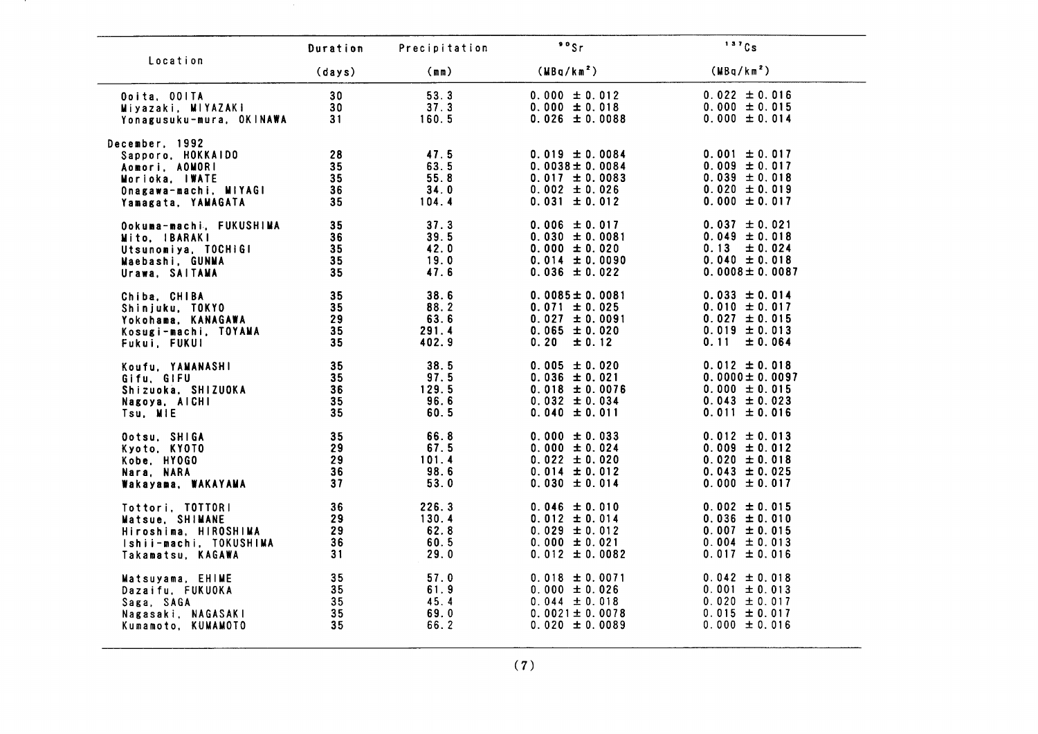| Location | Duration (days) | Precipitation (mm) | $^{90}Sr$ (MBq/km$^2$) | $^{137}Cs$ (MBq/km$^2$) |
|---|---|---|---|---|
| Ooita, OOITA | 30 | 53.3 | 0.000 ± 0.012 | 0.022 ± 0.016 |
| Miyazaki, MIYAZAKI | 30 | 37.3 | 0.000 ± 0.018 | 0.000 ± 0.015 |
| Yonagusuku-mura, OKINAWA | 31 | 160.5 | 0.026 ± 0.0088 | 0.000 ± 0.014 |
| December, 1992 | | | | |
| Sapporo, HOKKAIDO | 28 | 47.5 | 0.019 ± 0.0084 | 0.001 ± 0.017 |
| Aomori, AOMORI | 35 | 63.5 | 0.0038 ± 0.0084 | 0.009 ± 0.017 |
| Morioka, IWATE | 35 | 55.8 | 0.017 ± 0.0083 | 0.039 ± 0.018 |
| Onagawa-machi, MIYAGI | 36 | 34.0 | 0.002 ± 0.026 | 0.020 ± 0.019 |
| Yamagata, YAMAGATA | 35 | 104.4 | 0.031 ± 0.012 | 0.000 ± 0.017 |
| Ookuma-machi, FUKUSHIMA | 35 | 37.3 | 0.006 ± 0.017 | 0.037 ± 0.021 |
| Mito, IBARAKI | 36 | 39.5 | 0.030 ± 0.0081 | 0.049 ± 0.018 |
| Utsunomiya, TOCHIGI | 35 | 42.0 | 0.000 ± 0.020 | 0.13 ± 0.024 |
| Maebashi, GUNMA | 35 | 19.0 | 0.014 ± 0.0090 | 0.040 ± 0.018 |
| Urawa, SAITAMA | 35 | 47.6 | 0.036 ± 0.022 | 0.0008 ± 0.0087 |
| Chiba, CHIBA | 35 | 38.6 | 0.0085 ± 0.0081 | 0.033 ± 0.014 |
| Shinjuku, TOKYO | 35 | 88.2 | 0.071 ± 0.025 | 0.010 ± 0.017 |
| Yokohama, KANAGAWA | 29 | 63.6 | 0.027 ± 0.0091 | 0.027 ± 0.015 |
| Kosugi-machi, TOYAMA | 35 | 291.4 | 0.065 ± 0.020 | 0.019 ± 0.013 |
| Fukui, FUKUI | 35 | 402.9 | 0.20 ± 0.12 | 0.11 ± 0.064 |
| Koufu, YAMANASHI | 35 | 38.5 | 0.005 ± 0.020 | 0.012 ± 0.018 |
| Gifu, GIFU | 35 | 97.5 | 0.036 ± 0.021 | 0.0000 ± 0.0097 |
| Shizuoka, SHIZUOKA | 36 | 129.5 | 0.018 ± 0.0076 | 0.000 ± 0.015 |
| Nagoya, AICHI | 35 | 96.6 | 0.032 ± 0.034 | 0.043 ± 0.023 |
| Tsu, MIE | 35 | 60.5 | 0.040 ± 0.011 | 0.011 ± 0.016 |
| Ootsu, SHIGA | 35 | 66.8 | 0.000 ± 0.033 | 0.012 ± 0.013 |
| Kyoto, KYOTO | 29 | 67.5 | 0.000 ± 0.024 | 0.009 ± 0.012 |
| Kobe, HYOGO | 29 | 101.4 | 0.022 ± 0.020 | 0.020 ± 0.018 |
| Nara, NARA | 36 | 98.6 | 0.014 ± 0.012 | 0.043 ± 0.025 |
| Wakayama, WAKAYAMA | 37 | 53.0 | 0.030 ± 0.014 | 0.000 ± 0.017 |
| Tottori, TOTTORI | 36 | 226.3 | 0.046 ± 0.010 | 0.002 ± 0.015 |
| Matsue, SHIMANE | 29 | 130.4 | 0.012 ± 0.014 | 0.036 ± 0.010 |
| Hiroshima, HIROSHIMA | 29 | 62.8 | 0.029 ± 0.012 | 0.007 ± 0.015 |
| Ishii-machi, TOKUSHIMA | 36 | 60.5 | 0.000 ± 0.021 | 0.004 ± 0.013 |
| Takamatsu, KAGAWA | 31 | 29.0 | 0.012 ± 0.0082 | 0.017 ± 0.016 |
| Matsuyama, EHIME | 35 | 57.0 | 0.018 ± 0.0071 | 0.042 ± 0.018 |
| Dazaifu, FUKUOKA | 35 | 61.9 | 0.000 ± 0.026 | 0.001 ± 0.013 |
| Saga, SAGA | 35 | 45.4 | 0.044 ± 0.018 | 0.020 ± 0.017 |
| Nagasaki, NAGASAKI | 35 | 69.0 | 0.0021 ± 0.0078 | 0.015 ± 0.017 |
| Kumamoto, KUMAMOTO | 35 | 66.2 | 0.020 ± 0.0089 | 0.000 ± 0.016 |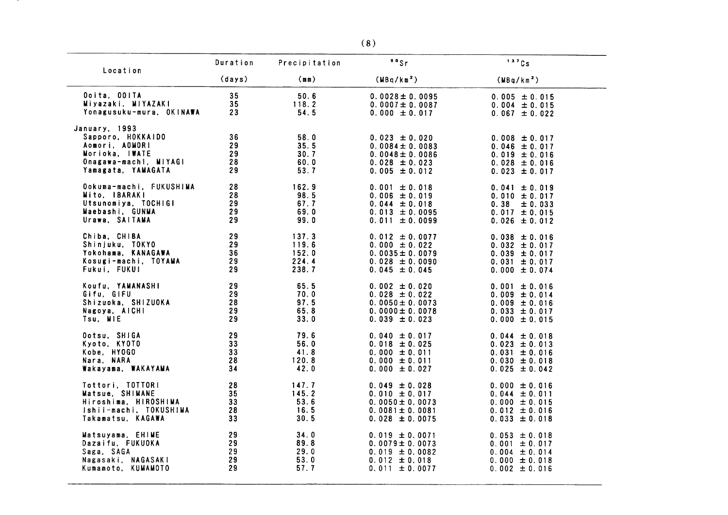| Location | Duration (days) | Precipitation (mm) | $^{90}Sr$ (MBq/km$^2$) | $^{137}Cs$ (MBq/km$^2$) |
|---|---|---|---|---|
| Ooita, OOITA | 35 | 50.6 | 0.0028 ± 0.0095 | 0.005 ± 0.015 |
| Miyazaki, MIYAZAKI | 35 | 118.2 | 0.0007 ± 0.0087 | 0.004 ± 0.015 |
| Yonagusuku-mura, OKINAWA | 23 | 54.5 | 0.000 ± 0.017 | 0.067 ± 0.022 |
| January, 1993 | | | | |
| Sapporo, HOKKAIDO | 36 | 58.0 | 0.023 ± 0.020 | 0.008 ± 0.017 |
| Aomori, AOMORI | 29 | 35.5 | 0.0084 ± 0.0083 | 0.046 ± 0.017 |
| Morioka, IWATE | 29 | 30.7 | 0.0048 ± 0.0086 | 0.019 ± 0.016 |
| Onagawa-machi, MIYAGI | 28 | 60.0 | 0.028 ± 0.023 | 0.028 ± 0.016 |
| Yamagata, YAMAGATA | 29 | 53.7 | 0.005 ± 0.012 | 0.023 ± 0.017 |
| Ookuma-machi, FUKUSHIMA | 28 | 162.9 | 0.001 ± 0.018 | 0.041 ± 0.019 |
| Mito, IBARAKI | 28 | 98.5 | 0.006 ± 0.019 | 0.010 ± 0.017 |
| Utsunomiya, TOCHIGI | 29 | 67.7 | 0.044 ± 0.018 | 0.38 ± 0.033 |
| Maebashi, GUNMA | 29 | 69.0 | 0.013 ± 0.0095 | 0.017 ± 0.015 |
| Urawa, SAITAMA | 29 | 99.0 | 0.011 ± 0.0099 | 0.026 ± 0.012 |
| Chiba, CHIBA | 29 | 137.3 | 0.012 ± 0.0077 | 0.038 ± 0.016 |
| Shinjuku, TOKYO | 29 | 119.6 | 0.000 ± 0.022 | 0.032 ± 0.017 |
| Yokohama, KANAGAWA | 36 | 152.0 | 0.0035 ± 0.0079 | 0.039 ± 0.017 |
| Kosugi-machi, TOYAMA | 29 | 224.4 | 0.028 ± 0.0090 | 0.031 ± 0.017 |
| Fukui, FUKUI | 29 | 238.7 | 0.045 ± 0.045 | 0.000 ± 0.074 |
| Koufu, YAMANASHI | 29 | 65.5 | 0.002 ± 0.020 | 0.001 ± 0.016 |
| Gifu, GIFU | 29 | 70.0 | 0.028 ± 0.022 | 0.009 ± 0.014 |
| Shizuoka, SHIZUOKA | 28 | 97.5 | 0.0050 ± 0.0073 | 0.009 ± 0.016 |
| Nagoya, AICHI | 29 | 65.8 | 0.0000 ± 0.0078 | 0.033 ± 0.017 |
| Tsu, MIE | 29 | 33.0 | 0.039 ± 0.023 | 0.000 ± 0.015 |
| Ootsu, SHIGA | 29 | 79.6 | 0.040 ± 0.017 | 0.044 ± 0.018 |
| Kyoto, KYOTO | 33 | 56.0 | 0.018 ± 0.025 | 0.023 ± 0.013 |
| Kobe, HYOGO | 33 | 41.8 | 0.000 ± 0.011 | 0.031 ± 0.016 |
| Nara, NARA | 28 | 120.8 | 0.000 ± 0.011 | 0.030 ± 0.018 |
| Wakayama, WAKAYAMA | 34 | 42.0 | 0.000 ± 0.027 | 0.025 ± 0.042 |
| Tottori, TOTTORI | 28 | 147.7 | 0.049 ± 0.028 | 0.000 ± 0.016 |
| Matsue, SHIMANE | 35 | 145.2 | 0.010 ± 0.017 | 0.044 ± 0.011 |
| Hiroshima, HIROSHIMA | 33 | 53.6 | 0.0050 ± 0.0073 | 0.000 ± 0.015 |
| Ishii-machi, TOKUSHIMA | 28 | 16.5 | 0.0081 ± 0.0081 | 0.012 ± 0.016 |
| Takamatsu, KAGAWA | 33 | 30.5 | 0.028 ± 0.0075 | 0.033 ± 0.018 |
| Matsuyama, EHIME | 29 | 34.0 | 0.019 ± 0.0071 | 0.053 ± 0.018 |
| Dazaifu, FUKUOKA | 29 | 89.8 | 0.0079 ± 0.0073 | 0.001 ± 0.017 |
| Saga, SAGA | 29 | 29.0 | 0.019 ± 0.0082 | 0.004 ± 0.014 |
| Nagasaki, NAGASAKI | 29 | 53.0 | 0.012 ± 0.018 | 0.000 ± 0.018 |
| Kumamoto, KUMAMOTO | 29 | 57.7 | 0.011 ± 0.0077 | 0.002 ± 0.016 |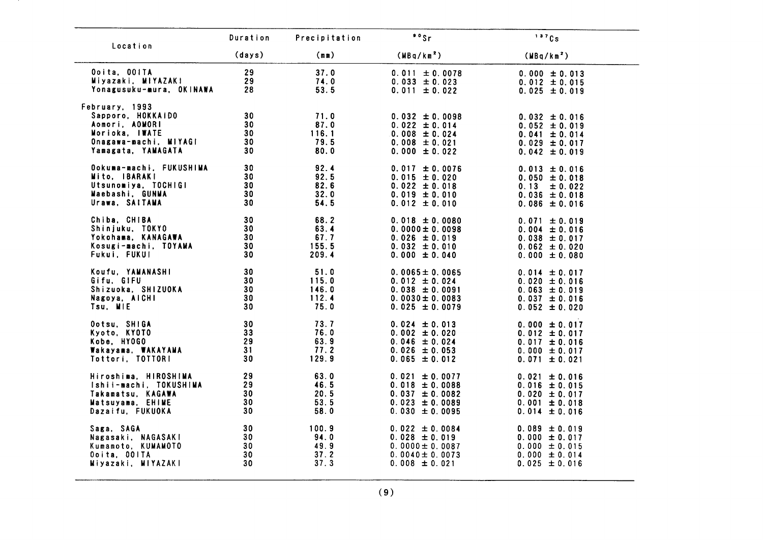| Location | Duration (days) | Precipitation (mm) | $^{90}Sr$ ($MBq/km^2$) | $^{137}Cs$ ($MBq/km^2$) |
|---|---|---|---|---|
| Ooita, OOITA | 29 | 37.0 | 0.011 ± 0.0078 | 0.000 ± 0.013 |
| Miyazaki, MIYAZAKI | 29 | 74.0 | 0.033 ± 0.023 | 0.012 ± 0.015 |
| Yonagusuku-mura, OKINAWA | 28 | 53.5 | 0.011 ± 0.022 | 0.025 ± 0.019 |
| February, 1993 | | | | |
| Sapporo, HOKKAIDO | 30 | 71.0 | 0.032 ± 0.0098 | 0.032 ± 0.016 |
| Aomori, AOMORI | 30 | 87.0 | 0.022 ± 0.014 | 0.052 ± 0.019 |
| Morioka, IWATE | 30 | 116.1 | 0.008 ± 0.024 | 0.041 ± 0.014 |
| Onagawa-machi, MIYAGI | 30 | 79.5 | 0.008 ± 0.021 | 0.029 ± 0.017 |
| Yamagata, YAMAGATA | 30 | 80.0 | 0.000 ± 0.022 | 0.042 ± 0.019 |
| Ookuma-machi, FUKUSHIMA | 30 | 92.4 | 0.017 ± 0.0076 | 0.013 ± 0.016 |
| Mito, IBARAKI | 30 | 92.5 | 0.015 ± 0.020 | 0.050 ± 0.018 |
| Utsunomiya, TOCHIGI | 30 | 82.6 | 0.022 ± 0.018 | 0.13 ± 0.022 |
| Maebashi, GUNMA | 30 | 32.0 | 0.019 ± 0.010 | 0.036 ± 0.018 |
| Urawa, SAITAMA | 30 | 54.5 | 0.012 ± 0.010 | 0.086 ± 0.016 |
| Chiba, CHIBA | 30 | 68.2 | 0.018 ± 0.0080 | 0.071 ± 0.019 |
| Shinjuku, TOKYO | 30 | 63.4 | 0.0000 ± 0.0098 | 0.004 ± 0.016 |
| Yokohama, KANAGAWA | 30 | 67.7 | 0.026 ± 0.019 | 0.038 ± 0.017 |
| Kosugi-machi, TOYAMA | 30 | 155.5 | 0.032 ± 0.010 | 0.062 ± 0.020 |
| Fukui, FUKUI | 30 | 209.4 | 0.000 ± 0.040 | 0.000 ± 0.080 |
| Koufu, YAMANASHI | 30 | 51.0 | 0.0065 ± 0.0065 | 0.014 ± 0.017 |
| Gifu, GIFU | 30 | 115.0 | 0.012 ± 0.024 | 0.020 ± 0.016 |
| Shizuoka, SHIZUOKA | 30 | 146.0 | 0.038 ± 0.0091 | 0.063 ± 0.019 |
| Nagoya, AICHI | 30 | 112.4 | 0.0030 ± 0.0083 | 0.037 ± 0.016 |
| Tsu, MIE | 30 | 75.0 | 0.025 ± 0.0079 | 0.052 ± 0.020 |
| Ootsu, SHIGA | 30 | 73.7 | 0.024 ± 0.013 | 0.000 ± 0.017 |
| Kyoto, KYOTO | 33 | 76.0 | 0.002 ± 0.020 | 0.012 ± 0.017 |
| Kobe, HYOGO | 29 | 63.9 | 0.046 ± 0.024 | 0.017 ± 0.016 |
| Wakayama, WAKAYAMA | 31 | 77.2 | 0.026 ± 0.053 | 0.000 ± 0.017 |
| Tottori, TOTTORI | 30 | 129.9 | 0.065 ± 0.012 | 0.071 ± 0.021 |
| Hiroshima, HIROSHIMA | 29 | 63.0 | 0.021 ± 0.0077 | 0.021 ± 0.016 |
| Ishii-machi, TOKUSHIMA | 29 | 46.5 | 0.018 ± 0.0088 | 0.016 ± 0.015 |
| Takamatsu, KAGAWA | 30 | 20.5 | 0.037 ± 0.0082 | 0.020 ± 0.017 |
| Matsuyama, EHIME | 30 | 53.5 | 0.023 ± 0.0089 | 0.001 ± 0.018 |
| Dazaifu, FUKUOKA | 30 | 58.0 | 0.030 ± 0.0095 | 0.014 ± 0.016 |
| Saga, SAGA | 30 | 100.9 | 0.022 ± 0.0084 | 0.089 ± 0.019 |
| Nagasaki, NAGASAKI | 30 | 94.0 | 0.028 ± 0.019 | 0.000 ± 0.017 |
| Kumamoto, KUMAMOTO | 30 | 49.9 | 0.0000 ± 0.0087 | 0.000 ± 0.015 |
| Ooita, OOITA | 30 | 37.2 | 0.0040 ± 0.0073 | 0.000 ± 0.014 |
| Miyazaki, MIYAZAKI | 30 | 37.3 | 0.008 ± 0.021 | 0.025 ± 0.016 |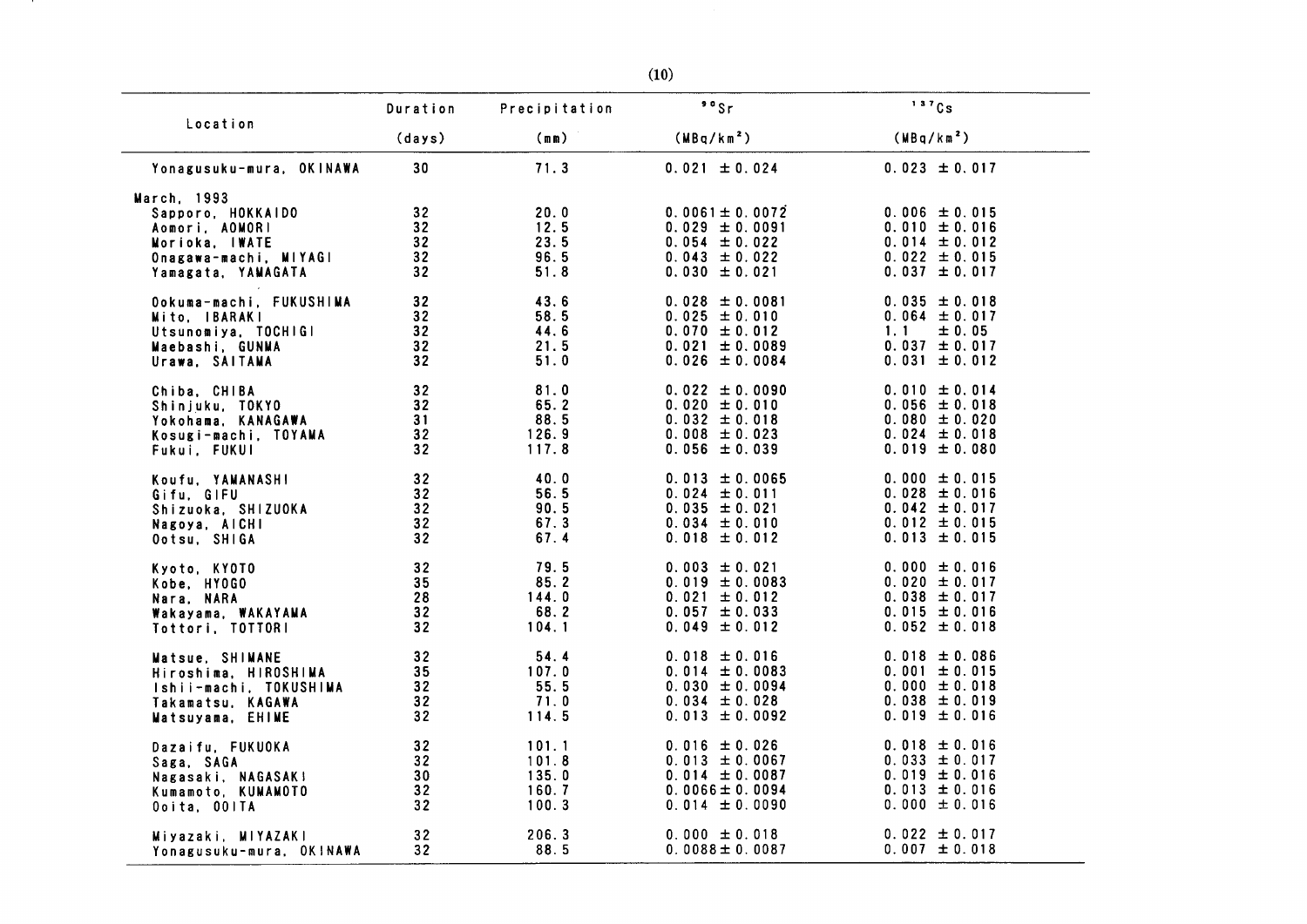| Location | Duration (days) | Precipitation (mm) | $^{90}Sr$ ($MBq/km^2$) | $^{137}Cs$ ($MBq/km^2$) |
|---|---|---|---|---|
| Yonagusuku-mura, OKINAWA | 30 | 71.3 | 0.021 ±0.024 | 0.023 ±0.017 |
| March, 1993 | | | | |
| Sapporo, HOKKAIDO | 32 | 20.0 | 0.0061±0.0072 | 0.006 ±0.015 |
| Aomori, AOMORI | 32 | 12.5 | 0.029 ±0.0091 | 0.010 ±0.016 |
| Morioka, IWATE | 32 | 23.5 | 0.054 ±0.022 | 0.014 ±0.012 |
| Onagawa-machi, MIYAGI | 32 | 96.5 | 0.043 ±0.022 | 0.022 ±0.015 |
| Yamagata, YAMAGATA | 32 | 51.8 | 0.030 ±0.021 | 0.037 ±0.017 |
| Ookuma-machi, FUKUSHIMA | 32 | 43.6 | 0.028 ±0.0081 | 0.035 ±0.018 |
| Mito, IBARAKI | 32 | 58.5 | 0.025 ±0.010 | 0.064 ±0.017 |
| Utsunomiya, TOCHIGI | 32 | 44.6 | 0.070 ±0.012 | 1.1 ±0.05 |
| Maebashi, GUNMA | 32 | 21.5 | 0.021 ±0.0089 | 0.037 ±0.017 |
| Urawa, SAITAMA | 32 | 51.0 | 0.026 ±0.0084 | 0.031 ±0.012 |
| Chiba, CHIBA | 32 | 81.0 | 0.022 ±0.0090 | 0.010 ±0.014 |
| Shinjuku, TOKYO | 32 | 65.2 | 0.020 ±0.010 | 0.056 ±0.018 |
| Yokohama, KANAGAWA | 31 | 88.5 | 0.032 ±0.018 | 0.080 ±0.020 |
| Kosugi-machi, TOYAMA | 32 | 126.9 | 0.008 ±0.023 | 0.024 ±0.018 |
| Fukui, FUKUI | 32 | 117.8 | 0.056 ±0.039 | 0.019 ±0.080 |
| Koufu, YAMANASHI | 32 | 40.0 | 0.013 ±0.0065 | 0.000 ±0.015 |
| Gifu, GIFU | 32 | 56.5 | 0.024 ±0.011 | 0.028 ±0.016 |
| Shizuoka, SHIZUOKA | 32 | 90.5 | 0.035 ±0.021 | 0.042 ±0.017 |
| Nagoya, AICHI | 32 | 67.3 | 0.034 ±0.010 | 0.012 ±0.015 |
| Ootsu, SHIGA | 32 | 67.4 | 0.018 ±0.012 | 0.013 ±0.015 |
| Kyoto, KYOTO | 32 | 79.5 | 0.003 ±0.021 | 0.000 ±0.016 |
| Kobe, HYOGO | 35 | 85.2 | 0.019 ±0.0083 | 0.020 ±0.017 |
| Nara, NARA | 28 | 144.0 | 0.021 ±0.012 | 0.038 ±0.017 |
| Wakayama, WAKAYAMA | 32 | 68.2 | 0.057 ±0.033 | 0.015 ±0.016 |
| Tottori, TOTTORI | 32 | 104.1 | 0.049 ±0.012 | 0.052 ±0.018 |
| Matsue, SHIMANE | 32 | 54.4 | 0.018 ±0.016 | 0.018 ±0.086 |
| Hiroshima, HIROSHIMA | 35 | 107.0 | 0.014 ±0.0083 | 0.001 ±0.015 |
| Ishii-machi, TOKUSHIMA | 32 | 55.5 | 0.030 ±0.0094 | 0.000 ±0.018 |
| Takamatsu, KAGAWA | 32 | 71.0 | 0.034 ±0.028 | 0.038 ±0.019 |
| Matsuyama, EHIME | 32 | 114.5 | 0.013 ±0.0092 | 0.019 ±0.016 |
| Dazaifu, FUKUOKA | 32 | 101.1 | 0.016 ±0.026 | 0.018 ±0.016 |
| Saga, SAGA | 32 | 101.8 | 0.013 ±0.0067 | 0.033 ±0.017 |
| Nagasaki, NAGASAKI | 30 | 135.0 | 0.014 ±0.0087 | 0.019 ±0.016 |
| Kumamoto, KUMAMOTO | 32 | 160.7 | 0.0066±0.0094 | 0.013 ±0.016 |
| Ooita, OOITA | 32 | 100.3 | 0.014 ±0.0090 | 0.000 ±0.016 |
| Miyazaki, MIYAZAKI | 32 | 206.3 | 0.000 ±0.018 | 0.022 ±0.017 |
| Yonagusuku-mura, OKINAWA | 32 | 88.5 | 0.0088±0.0087 | 0.007 ±0.018 |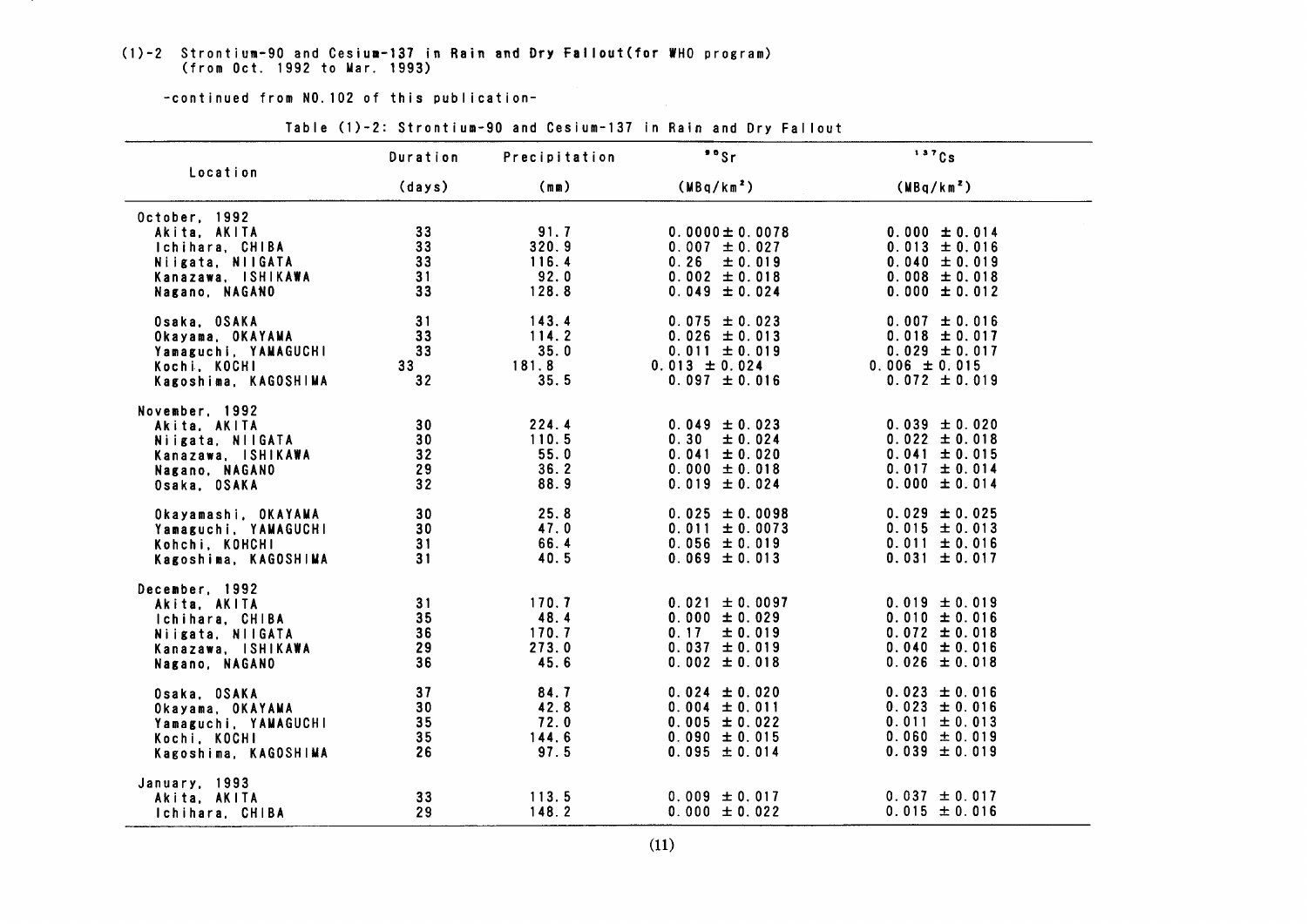# (1)-2 Strontium-90 and Cesium-137 in Rain and Dry Fallout (for WHO program) (from Oct. 1992 to Mar. 1993)

-continued from NO.102 of this publication-

Table (1)-2: Strontium-90 and Cesium-137 in Rain and Dry Fallout

| Location | Duration (days) | Precipitation (mm) | $^{90}Sr$ ($MBq/km^2$) | $^{137}Cs$ ($MBq/km^2$) |
|---|---|---|---|---|
| October, 1992 | | | | |
| Akita, AKITA | 33 | 91.7 | 0.0000 ± 0.0078 | 0.000 ± 0.014 |
| Ichihara, CHIBA | 33 | 320.9 | 0.007 ± 0.027 | 0.013 ± 0.016 |
| Niigata, NIIGATA | 33 | 116.4 | 0.26 ± 0.019 | 0.040 ± 0.019 |
| Kanazawa, ISHIKAWA | 31 | 92.0 | 0.002 ± 0.018 | 0.008 ± 0.018 |
| Nagano, NAGANO | 33 | 128.8 | 0.049 ± 0.024 | 0.000 ± 0.012 |
| Osaka, OSAKA | 31 | 143.4 | 0.075 ± 0.023 | 0.007 ± 0.016 |
| Okayama, OKAYAMA | 33 | 114.2 | 0.026 ± 0.013 | 0.018 ± 0.017 |
| Yamaguchi, YAMAGUCHI | 33 | 35.0 | 0.011 ± 0.019 | 0.029 ± 0.017 |
| Kochi, KOCHI | 33 | 181.8 | 0.013 ± 0.024 | 0.006 ± 0.015 |
| Kagoshima, KAGOSHIMA | 32 | 35.5 | 0.097 ± 0.016 | 0.072 ± 0.019 |
| November, 1992 | | | | |
| Akita, AKITA | 30 | 224.4 | 0.049 ± 0.023 | 0.039 ± 0.020 |
| Niigata, NIIGATA | 30 | 110.5 | 0.30 ± 0.024 | 0.022 ± 0.018 |
| Kanazawa, ISHIKAWA | 32 | 55.0 | 0.041 ± 0.020 | 0.041 ± 0.015 |
| Nagano, NAGANO | 29 | 36.2 | 0.000 ± 0.018 | 0.017 ± 0.014 |
| Osaka, OSAKA | 32 | 88.9 | 0.019 ± 0.024 | 0.000 ± 0.014 |
| Okayamashi, OKAYAMA | 30 | 25.8 | 0.025 ± 0.0098 | 0.029 ± 0.025 |
| Yamaguchi, YAMAGUCHI | 30 | 47.0 | 0.011 ± 0.0073 | 0.015 ± 0.013 |
| Kohchi, KOHCHI | 31 | 66.4 | 0.056 ± 0.019 | 0.011 ± 0.016 |
| Kagoshima, KAGOSHIMA | 31 | 40.5 | 0.069 ± 0.013 | 0.031 ± 0.017 |
| December, 1992 | | | | |
| Akita, AKITA | 31 | 170.7 | 0.021 ± 0.0097 | 0.019 ± 0.019 |
| Ichihara, CHIBA | 35 | 48.4 | 0.000 ± 0.029 | 0.010 ± 0.016 |
| Niigata, NIIGATA | 36 | 170.7 | 0.17 ± 0.019 | 0.072 ± 0.018 |
| Kanazawa, ISHIKAWA | 29 | 273.0 | 0.037 ± 0.019 | 0.040 ± 0.016 |
| Nagano, NAGANO | 36 | 45.6 | 0.002 ± 0.018 | 0.026 ± 0.018 |
| Osaka, OSAKA | 37 | 84.7 | 0.024 ± 0.020 | 0.023 ± 0.016 |
| Okayama, OKAYAMA | 30 | 42.8 | 0.004 ± 0.011 | 0.023 ± 0.016 |
| Yamaguchi, YAMAGUCHI | 35 | 72.0 | 0.005 ± 0.022 | 0.011 ± 0.013 |
| Kochi, KOCHI | 35 | 144.6 | 0.090 ± 0.015 | 0.060 ± 0.019 |
| Kagoshima, KAGOSHIMA | 26 | 97.5 | 0.095 ± 0.014 | 0.039 ± 0.019 |
| January, 1993 | | | | |
| Akita, AKITA | 33 | 113.5 | 0.009 ± 0.017 | 0.037 ± 0.017 |
| Ichihara, CHIBA | 29 | 148.2 | 0.000 ± 0.022 | 0.015 ± 0.016 |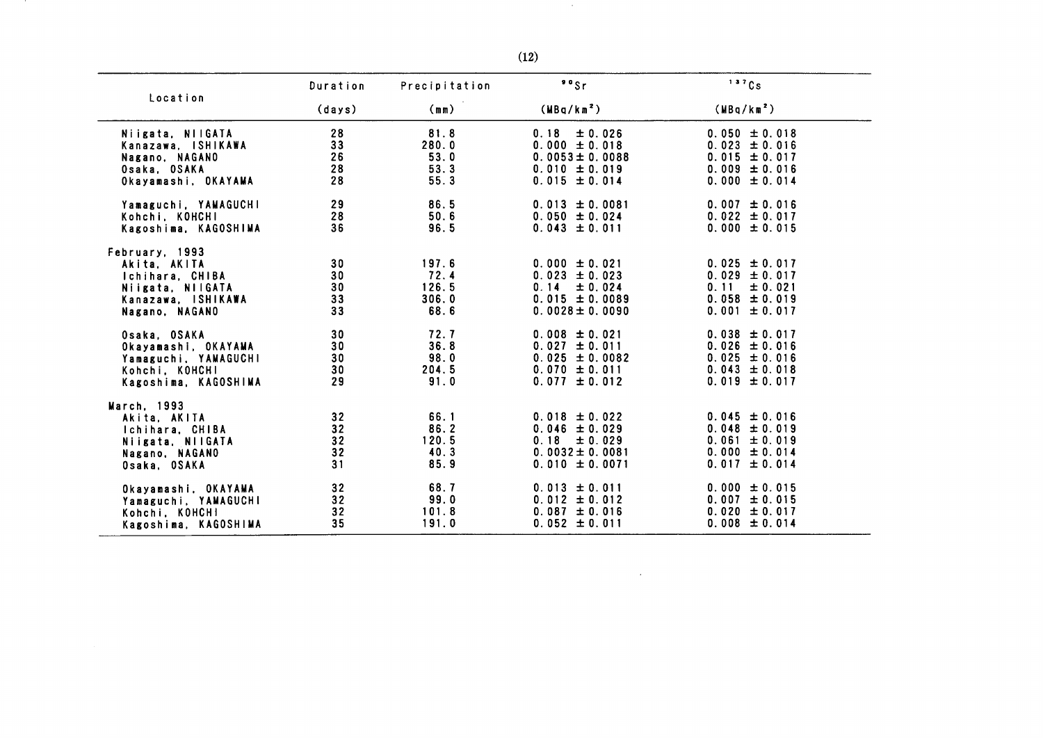| Location | Duration (days) | Precipitation (mm) | $^{90}Sr$ ($MBq/km^2$) | $^{137}Cs$ ($MBq/km^2$) |
|---|---|---|---|---|
| Niigata, NIIGATA | 28 | 81.8 | 0.18 ± 0.026 | 0.050 ± 0.018 |
| Kanazawa, ISHIKAWA | 33 | 280.0 | 0.000 ± 0.018 | 0.023 ± 0.016 |
| Nagano, NAGANO | 26 | 53.0 | 0.0053 ± 0.0088 | 0.015 ± 0.017 |
| Osaka, OSAKA | 28 | 53.3 | 0.010 ± 0.019 | 0.009 ± 0.016 |
| Okayamashi, OKAYAMA | 28 | 55.3 | 0.015 ± 0.014 | 0.000 ± 0.014 |
| Yamaguchi, YAMAGUCHI | 29 | 86.5 | 0.013 ± 0.0081 | 0.007 ± 0.016 |
| Kohchi, KOHCHI | 28 | 50.6 | 0.050 ± 0.024 | 0.022 ± 0.017 |
| Kagoshima, KAGOSHIMA | 36 | 96.5 | 0.043 ± 0.011 | 0.000 ± 0.015 |
| February, 1993 | | | | |
| Akita, AKITA | 30 | 197.6 | 0.000 ± 0.021 | 0.025 ± 0.017 |
| Ichihara, CHIBA | 30 | 72.4 | 0.023 ± 0.023 | 0.029 ± 0.017 |
| Niigata, NIIGATA | 30 | 126.5 | 0.14 ± 0.024 | 0.11 ± 0.021 |
| Kanazawa, ISHIKAWA | 33 | 306.0 | 0.015 ± 0.0089 | 0.058 ± 0.019 |
| Nagano, NAGANO | 33 | 68.6 | 0.0028 ± 0.0090 | 0.001 ± 0.017 |
| Osaka, OSAKA | 30 | 72.7 | 0.008 ± 0.021 | 0.038 ± 0.017 |
| Okayamashi, OKAYAMA | 30 | 36.8 | 0.027 ± 0.011 | 0.026 ± 0.016 |
| Yamaguchi, YAMAGUCHI | 30 | 98.0 | 0.025 ± 0.0082 | 0.025 ± 0.016 |
| Kohchi, KOHCHI | 30 | 204.5 | 0.070 ± 0.011 | 0.043 ± 0.018 |
| Kagoshima, KAGOSHIMA | 29 | 91.0 | 0.077 ± 0.012 | 0.019 ± 0.017 |
| March, 1993 | | | | |
| Akita, AKITA | 32 | 66.1 | 0.018 ± 0.022 | 0.045 ± 0.016 |
| Ichihara, CHIBA | 32 | 86.2 | 0.046 ± 0.029 | 0.048 ± 0.019 |
| Niigata, NIIGATA | 32 | 120.5 | 0.18 ± 0.029 | 0.061 ± 0.019 |
| Nagano, NAGANO | 32 | 40.3 | 0.0032 ± 0.0081 | 0.000 ± 0.014 |
| Osaka, OSAKA | 31 | 85.9 | 0.010 ± 0.0071 | 0.017 ± 0.014 |
| Okayamashi, OKAYAMA | 32 | 68.7 | 0.013 ± 0.011 | 0.000 ± 0.015 |
| Yamaguchi, YAMAGUCHI | 32 | 99.0 | 0.012 ± 0.012 | 0.007 ± 0.015 |
| Kohchi, KOHCHI | 32 | 101.8 | 0.087 ± 0.016 | 0.020 ± 0.017 |
| Kagoshima, KAGOSHIMA | 35 | 191.0 | 0.052 ± 0.011 | 0.008 ± 0.014 |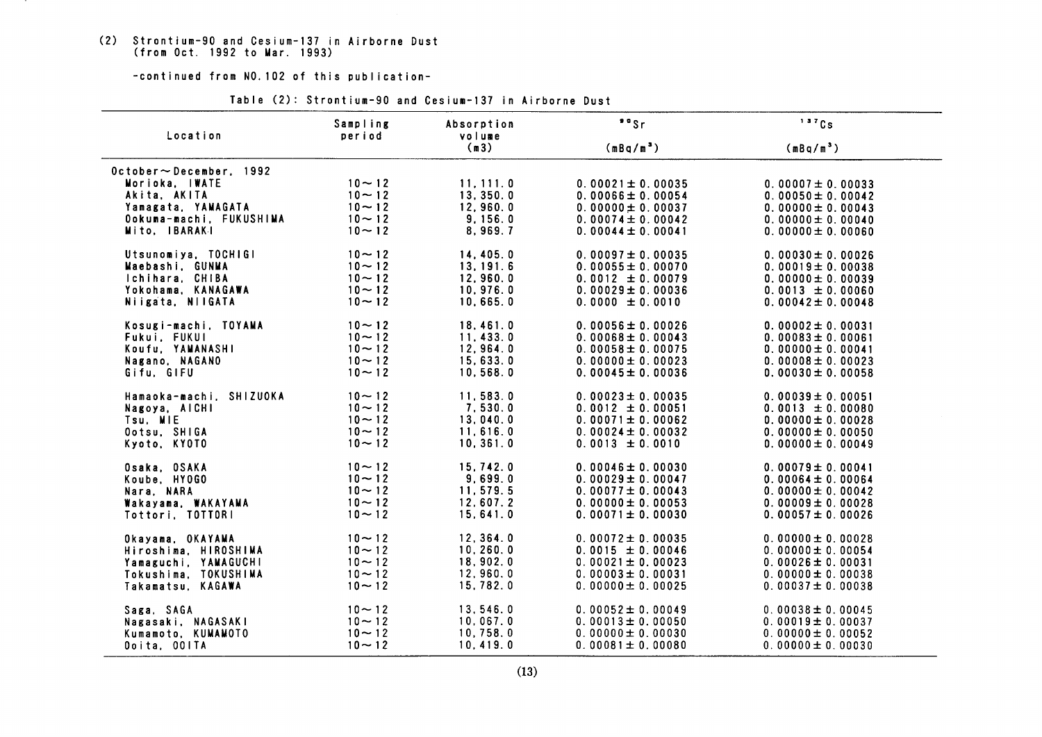(2) Strontium-90 and Cesium-137 in Airborne Dust
(from Oct. 1992 to Mar. 1993)

-continued from NO.102 of this publication-

Table (2): Strontium-90 and Cesium-137 in Airborne Dust

| Location | Sampling period | Absorption volume (m3) | $^{90}Sr$ (mBq/m$^3$) | $^{137}Cs$ (mBq/m$^3$) |
|---|---|---|---|---|
| October～December, 1992 | | | | |
| Morioka, IWATE | 10～12 | 11,111.0 | 0.00021±0.00035 | 0.00007±0.00033 |
| Akita, AKITA | 10～12 | 13,350.0 | 0.00066±0.00054 | 0.00050±0.00042 |
| Yamagata, YAMAGATA | 10～12 | 12,960.0 | 0.00000±0.00037 | 0.00000±0.00043 |
| Ookuma-machi, FUKUSHIMA | 10～12 | 9,156.0 | 0.00074±0.00042 | 0.00000±0.00040 |
| Mito, IBARAKI | 10～12 | 8,969.7 | 0.00044±0.00041 | 0.00000±0.00060 |
| Utsunomiya, TOCHIGI | 10～12 | 14,405.0 | 0.00097±0.00035 | 0.00030±0.00026 |
| Maebashi, GUNMA | 10～12 | 13,191.6 | 0.00055±0.00070 | 0.00019±0.00038 |
| Ichihara, CHIBA | 10～12 | 12,960.0 | 0.0012 ±0.00079 | 0.00000±0.00039 |
| Yokohama, KANAGAWA | 10～12 | 10,976.0 | 0.00029±0.00036 | 0.0013 ±0.00060 |
| Niigata, NIIGATA | 10～12 | 10,665.0 | 0.0000 ±0.0010 | 0.00042±0.00048 |
| Kosugi-machi, TOYAMA | 10～12 | 18,461.0 | 0.00056±0.00026 | 0.00002±0.00031 |
| Fukui, FUKUI | 10～12 | 11,433.0 | 0.00068±0.00043 | 0.00083±0.00061 |
| Koufu, YAMANASHI | 10～12 | 12,964.0 | 0.00058±0.00075 | 0.00000±0.00041 |
| Nagano, NAGANO | 10～12 | 15,633.0 | 0.00000±0.00023 | 0.00008±0.00023 |
| Gifu, GIFU | 10～12 | 10,568.0 | 0.00045±0.00036 | 0.00030±0.00058 |
| Hamaoka-machi, SHIZUOKA | 10～12 | 11,583.0 | 0.00023±0.00035 | 0.00039±0.00051 |
| Nagoya, AICHI | 10～12 | 7,530.0 | 0.0012 ±0.00051 | 0.0013 ±0.00080 |
| Tsu, MIE | 10～12 | 13,040.0 | 0.00071±0.00062 | 0.00000±0.00028 |
| Ootsu, SHIGA | 10～12 | 11,616.0 | 0.00024±0.00032 | 0.00000±0.00050 |
| Kyoto, KYOTO | 10～12 | 10,361.0 | 0.0013 ±0.0010 | 0.00000±0.00049 |
| Osaka, OSAKA | 10～12 | 15,742.0 | 0.00046±0.00030 | 0.00079±0.00041 |
| Koube, HYOGO | 10～12 | 9,699.0 | 0.00029±0.00047 | 0.00064±0.00064 |
| Nara, NARA | 10～12 | 11,579.5 | 0.00077±0.00043 | 0.00000±0.00042 |
| Wakayama, WAKAYAMA | 10～12 | 12,607.2 | 0.00000±0.00053 | 0.00009±0.00028 |
| Tottori, TOTTORI | 10～12 | 15,641.0 | 0.00071±0.00030 | 0.00057±0.00026 |
| Okayama, OKAYAMA | 10～12 | 12,364.0 | 0.00072±0.00035 | 0.00000±0.00028 |
| Hiroshima, HIROSHIMA | 10～12 | 10,260.0 | 0.0015 ±0.00046 | 0.00000±0.00054 |
| Yamaguchi, YAMAGUCHI | 10～12 | 18,902.0 | 0.00021±0.00023 | 0.00026±0.00031 |
| Tokushima, TOKUSHIMA | 10～12 | 12,960.0 | 0.00003±0.00031 | 0.00000±0.00038 |
| Takamatsu, KAGAWA | 10～12 | 15,782.0 | 0.00000±0.00025 | 0.00037±0.00038 |
| Saga, SAGA | 10～12 | 13,546.0 | 0.00052±0.00049 | 0.00038±0.00045 |
| Nagasaki, NAGASAKI | 10～12 | 10,067.0 | 0.00013±0.00050 | 0.00019±0.00037 |
| Kumamoto, KUMAMOTO | 10～12 | 10,758.0 | 0.00000±0.00030 | 0.00000±0.00052 |
| Ooita, OOITA | 10～12 | 10,419.0 | 0.00081±0.00080 | 0.00000±0.00030 |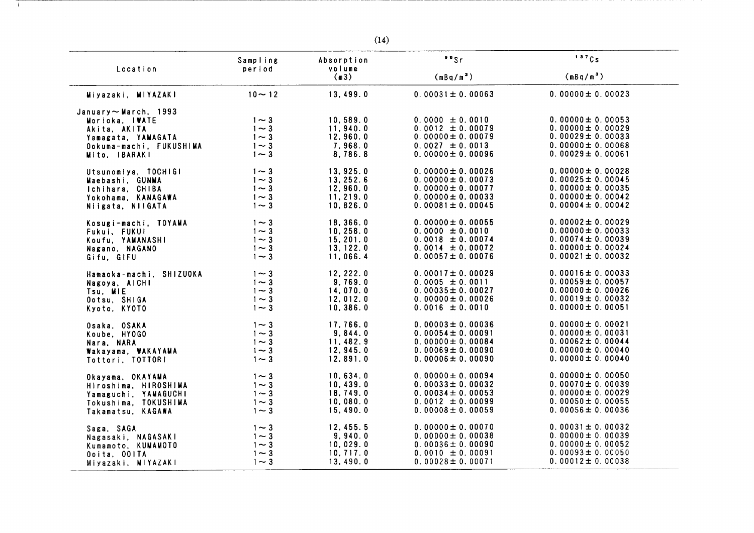| Location | Sampling period | Absorption volume (m3) | $^{90}Sr$ ($mBq/m^3$) | $^{137}Cs$ ($mBq/m^3$) |
|---|---|---|---|---|
| Miyazaki, MIYAZAKI | 10～12 | 13,499.0 | 0.00031± 0.00063 | 0.00000± 0.00023 |
| January～March, 1993 | | | | |
| Morioka, IWATE | 1～3 | 10,589.0 | 0.0000 ± 0.0010 | 0.00000± 0.00053 |
| Akita, AKITA | 1～3 | 11,940.0 | 0.0012 ± 0.00079 | 0.00000± 0.00029 |
| Yamagata, YAMAGATA | 1～3 | 12,960.0 | 0.00000± 0.00079 | 0.00029± 0.00033 |
| Ookuma-machi, FUKUSHIMA | 1～3 | 7,968.0 | 0.0027 ± 0.0013 | 0.00000± 0.00068 |
| Mito, IBARAKI | 1～3 | 8,786.8 | 0.00000± 0.00096 | 0.00029± 0.00061 |
| Utsunomiya, TOCHIGI | 1～3 | 13,925.0 | 0.00000± 0.00026 | 0.00000± 0.00028 |
| Maebashi, GUNMA | 1～3 | 13,252.6 | 0.00000± 0.00073 | 0.00025± 0.00045 |
| Ichihara, CHIBA | 1～3 | 12,960.0 | 0.00000± 0.00077 | 0.00000± 0.00035 |
| Yokohama, KANAGAWA | 1～3 | 11,219.0 | 0.00000± 0.00033 | 0.00000± 0.00042 |
| Niigata, NIIGATA | 1～3 | 10,826.0 | 0.00081± 0.00045 | 0.00004± 0.00042 |
| Kosugi-machi, TOYAMA | 1～3 | 18,366.0 | 0.00000± 0.00055 | 0.00002± 0.00029 |
| Fukui, FUKUI | 1～3 | 10,258.0 | 0.0000 ± 0.0010 | 0.00000± 0.00033 |
| Koufu, YAMANASHI | 1～3 | 15,201.0 | 0.0018 ± 0.00074 | 0.00074± 0.00039 |
| Nagano, NAGANO | 1～3 | 13,122.0 | 0.0014 ± 0.00072 | 0.00000± 0.00024 |
| Gifu, GIFU | 1～3 | 11,066.4 | 0.00057± 0.00076 | 0.00021± 0.00032 |
| Hamaoka-machi, SHIZUOKA | 1～3 | 12,222.0 | 0.00017± 0.00029 | 0.00016± 0.00033 |
| Nagoya, AICHI | 1～3 | 9,769.0 | 0.0005 ± 0.0011 | 0.00059± 0.00057 |
| Tsu, MIE | 1～3 | 14,070.0 | 0.00035± 0.00027 | 0.00000± 0.00026 |
| Ootsu, SHIGA | 1～3 | 12,012.0 | 0.00000± 0.00026 | 0.00019± 0.00032 |
| Kyoto, KYOTO | 1～3 | 10,386.0 | 0.0016 ± 0.0010 | 0.00000± 0.00051 |
| Osaka, OSAKA | 1～3 | 17,766.0 | 0.00003± 0.00036 | 0.00000± 0.00021 |
| Koube, HYOGO | 1～3 | 9,844.0 | 0.00054± 0.00091 | 0.00000± 0.00031 |
| Nara, NARA | 1～3 | 11,482.9 | 0.00000± 0.00084 | 0.00062± 0.00044 |
| Wakayama, WAKAYAMA | 1～3 | 12,945.0 | 0.00069± 0.00090 | 0.00000± 0.00040 |
| Tottori, TOTTORI | 1～3 | 12,891.0 | 0.00006± 0.00090 | 0.00000± 0.00040 |
| Okayama, OKAYAMA | 1～3 | 10,634.0 | 0.00000± 0.00094 | 0.00000± 0.00050 |
| Hiroshima, HIROSHIMA | 1～3 | 10,439.0 | 0.00033± 0.00032 | 0.00070± 0.00039 |
| Yamaguchi, YAMAGUCHI | 1～3 | 18,749.0 | 0.00034± 0.00053 | 0.00000± 0.00029 |
| Tokushima, TOKUSHIMA | 1～3 | 10,080.0 | 0.0012 ± 0.00099 | 0.00050± 0.00055 |
| Takamatsu, KAGAWA | 1～3 | 15,490.0 | 0.00008± 0.00059 | 0.00056± 0.00036 |
| Saga, SAGA | 1～3 | 12,455.5 | 0.00000± 0.00070 | 0.00031± 0.00032 |
| Nagasaki, NAGASAKI | 1～3 | 9,940.0 | 0.00000± 0.00038 | 0.00000± 0.00039 |
| Kumamoto, KUMAMOTO | 1～3 | 10,029.0 | 0.00036± 0.00090 | 0.00000± 0.00052 |
| Ooita, OOITA | 1～3 | 10,717.0 | 0.0010 ± 0.00091 | 0.00093± 0.00050 |
| Miyazaki, MIYAZAKI | 1～3 | 13,490.0 | 0.00028± 0.00071 | 0.00012± 0.00038 |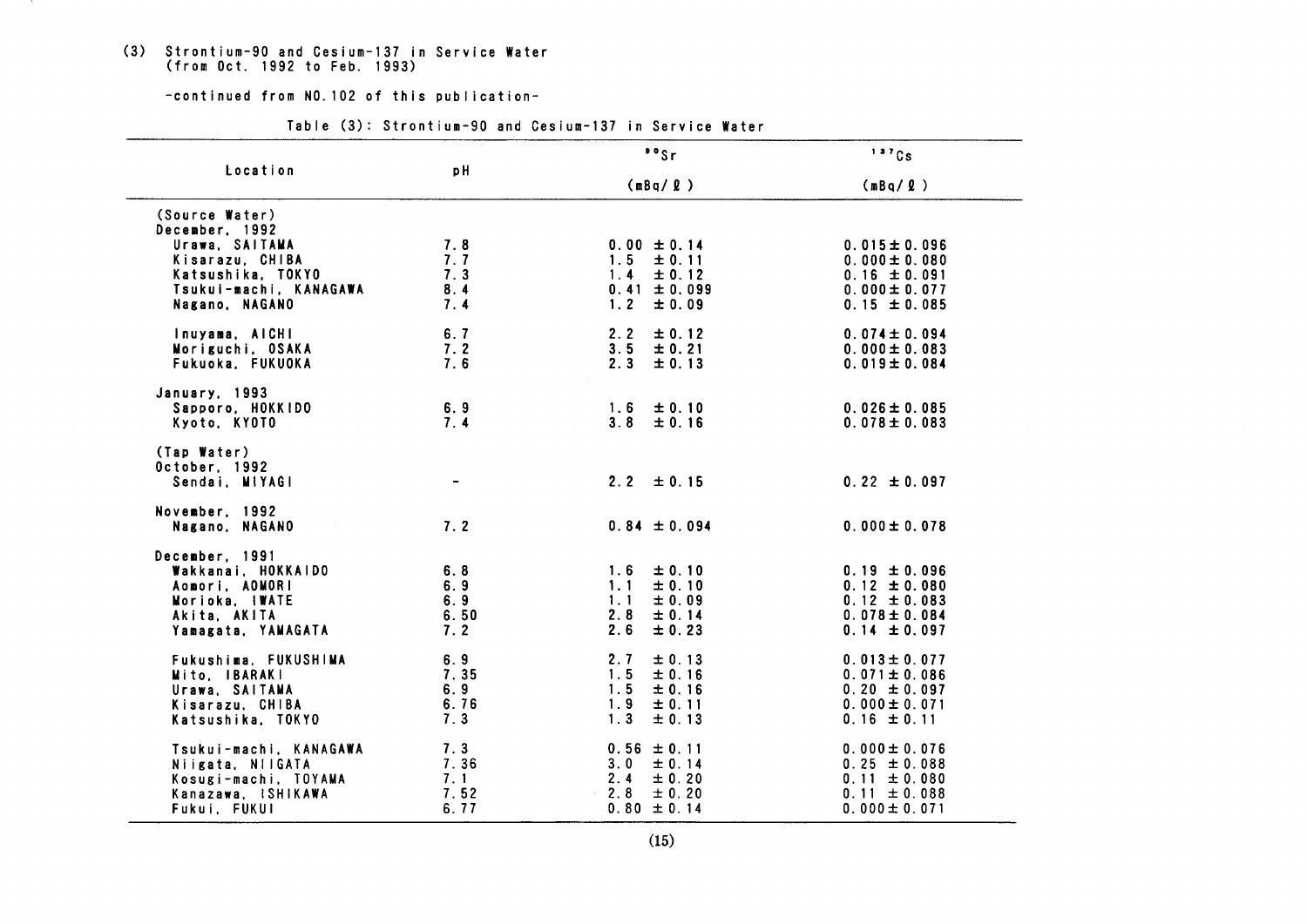### (3) Strontium-90 and Cesium-137 in Service Water (from Oct. 1992 to Feb. 1993)

-continued from NO.102 of this publication-

Table (3): Strontium-90 and Cesium-137 in Service Water

| Location | pH | $^{90}Sr$ (mBq/ℓ) | $^{137}Cs$ (mBq/ℓ) |
|---|---|---|---|
| (Source Water) | | | |
| December, 1992 | | | |
| Urawa, SAITAMA | 7.8 | 0.00 ± 0.14 | 0.015 ± 0.096 |
| Kisarazu, CHIBA | 7.7 | 1.5 ± 0.11 | 0.000 ± 0.080 |
| Katsushika, TOKYO | 7.3 | 1.4 ± 0.12 | 0.16 ± 0.091 |
| Tsukui-machi, KANAGAWA | 8.4 | 0.41 ± 0.099 | 0.000 ± 0.077 |
| Nagano, NAGANO | 7.4 | 1.2 ± 0.09 | 0.15 ± 0.085 |
| Inuyama, AICHI | 6.7 | 2.2 ± 0.12 | 0.074 ± 0.094 |
| Moriguchi, OSAKA | 7.2 | 3.5 ± 0.21 | 0.000 ± 0.083 |
| Fukuoka, FUKUOKA | 7.6 | 2.3 ± 0.13 | 0.019 ± 0.084 |
| January, 1993 | | | |
| Sapporo, HOKKIDO | 6.9 | 1.6 ± 0.10 | 0.026 ± 0.085 |
| Kyoto, KYOTO | 7.4 | 3.8 ± 0.16 | 0.078 ± 0.083 |
| (Tap Water) | | | |
| October, 1992 | | | |
| Sendai, MIYAGI | - | 2.2 ± 0.15 | 0.22 ± 0.097 |
| November, 1992 | | | |
| Nagano, NAGANO | 7.2 | 0.84 ± 0.094 | 0.000 ± 0.078 |
| December, 1991 | | | |
| Wakkanai, HOKKAIDO | 6.8 | 1.6 ± 0.10 | 0.19 ± 0.096 |
| Aomori, AOMORI | 6.9 | 1.1 ± 0.10 | 0.12 ± 0.080 |
| Morioka, IWATE | 6.9 | 1.1 ± 0.09 | 0.12 ± 0.083 |
| Akita, AKITA | 6.50 | 2.8 ± 0.14 | 0.078 ± 0.084 |
| Yamagata, YAMAGATA | 7.2 | 2.6 ± 0.23 | 0.14 ± 0.097 |
| Fukushima, FUKUSHIMA | 6.9 | 2.7 ± 0.13 | 0.013 ± 0.077 |
| Mito, IBARAKI | 7.35 | 1.5 ± 0.16 | 0.071 ± 0.086 |
| Urawa, SAITAMA | 6.9 | 1.5 ± 0.16 | 0.20 ± 0.097 |
| Kisarazu, CHIBA | 6.76 | 1.9 ± 0.11 | 0.000 ± 0.071 |
| Katsushika, TOKYO | 7.3 | 1.3 ± 0.13 | 0.16 ± 0.11 |
| Tsukui-machi, KANAGAWA | 7.3 | 0.56 ± 0.11 | 0.000 ± 0.076 |
| Niigata, NIIGATA | 7.36 | 3.0 ± 0.14 | 0.25 ± 0.088 |
| Kosugi-machi, TOYAMA | 7.1 | 2.4 ± 0.20 | 0.11 ± 0.080 |
| Kanazawa, ISHIKAWA | 7.52 | 2.8 ± 0.20 | 0.11 ± 0.088 |
| Fukui, FUKUI | 6.77 | 0.80 ± 0.14 | 0.000 ± 0.071 |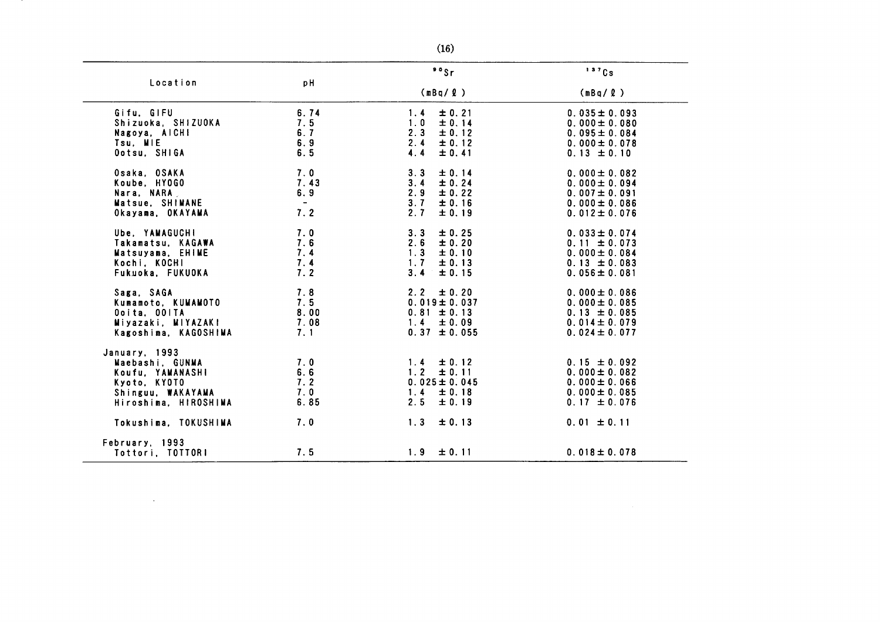| Location | pH | $^{90}Sr$ (mBq/ℓ) | $^{137}Cs$ (mBq/ℓ) |
|---|---|---|---|
| Gifu, GIFU | 6.74 | 1.4 ± 0.21 | 0.035 ± 0.093 |
| Shizuoka, SHIZUOKA | 7.5 | 1.0 ± 0.14 | 0.000 ± 0.080 |
| Nagoya, AICHI | 6.7 | 2.3 ± 0.12 | 0.095 ± 0.084 |
| Tsu, MIE | 6.9 | 2.4 ± 0.12 | 0.000 ± 0.078 |
| Ootsu, SHIGA | 6.5 | 4.4 ± 0.41 | 0.13 ± 0.10 |
| Osaka, OSAKA | 7.0 | 3.3 ± 0.14 | 0.000 ± 0.082 |
| Koube, HYOGO | 7.43 | 3.4 ± 0.24 | 0.000 ± 0.094 |
| Nara, NARA | 6.9 | 2.9 ± 0.22 | 0.007 ± 0.091 |
| Matsue, SHIMANE | - | 3.7 ± 0.16 | 0.000 ± 0.086 |
| Okayama, OKAYAMA | 7.2 | 2.7 ± 0.19 | 0.012 ± 0.076 |
| Ube, YAMAGUCHI | 7.0 | 3.3 ± 0.25 | 0.033 ± 0.074 |
| Takamatsu, KAGAWA | 7.6 | 2.6 ± 0.20 | 0.11 ± 0.073 |
| Matsuyama, EHIME | 7.4 | 1.3 ± 0.10 | 0.000 ± 0.084 |
| Kochi, KOCHI | 7.4 | 1.7 ± 0.13 | 0.13 ± 0.083 |
| Fukuoka, FUKUOKA | 7.2 | 3.4 ± 0.15 | 0.056 ± 0.081 |
| Saga, SAGA | 7.8 | 2.2 ± 0.20 | 0.000 ± 0.086 |
| Kumamoto, KUMAMOTO | 7.5 | 0.019 ± 0.037 | 0.000 ± 0.085 |
| Ooita, OOITA | 8.00 | 0.81 ± 0.13 | 0.13 ± 0.085 |
| Miyazaki, MIYAZAKI | 7.08 | 1.4 ± 0.09 | 0.014 ± 0.079 |
| Kagoshima, KAGOSHIMA | 7.1 | 0.37 ± 0.055 | 0.024 ± 0.077 |
| January, 1993 | | | |
| Maebashi, GUNMA | 7.0 | 1.4 ± 0.12 | 0.15 ± 0.092 |
| Koufu, YAMANASHI | 6.6 | 1.2 ± 0.11 | 0.000 ± 0.082 |
| Kyoto, KYOTO | 7.2 | 0.025 ± 0.045 | 0.000 ± 0.066 |
| Shinguu, WAKAYAMA | 7.0 | 1.4 ± 0.18 | 0.000 ± 0.085 |
| Hiroshima, HIROSHIMA | 6.85 | 2.5 ± 0.19 | 0.17 ± 0.076 |
| Tokushima, TOKUSHIMA | 7.0 | 1.3 ± 0.13 | 0.01 ± 0.11 |
| February, 1993 | | | |
| Tottori, TOTTORI | 7.5 | 1.9 ± 0.11 | 0.018 ± 0.078 |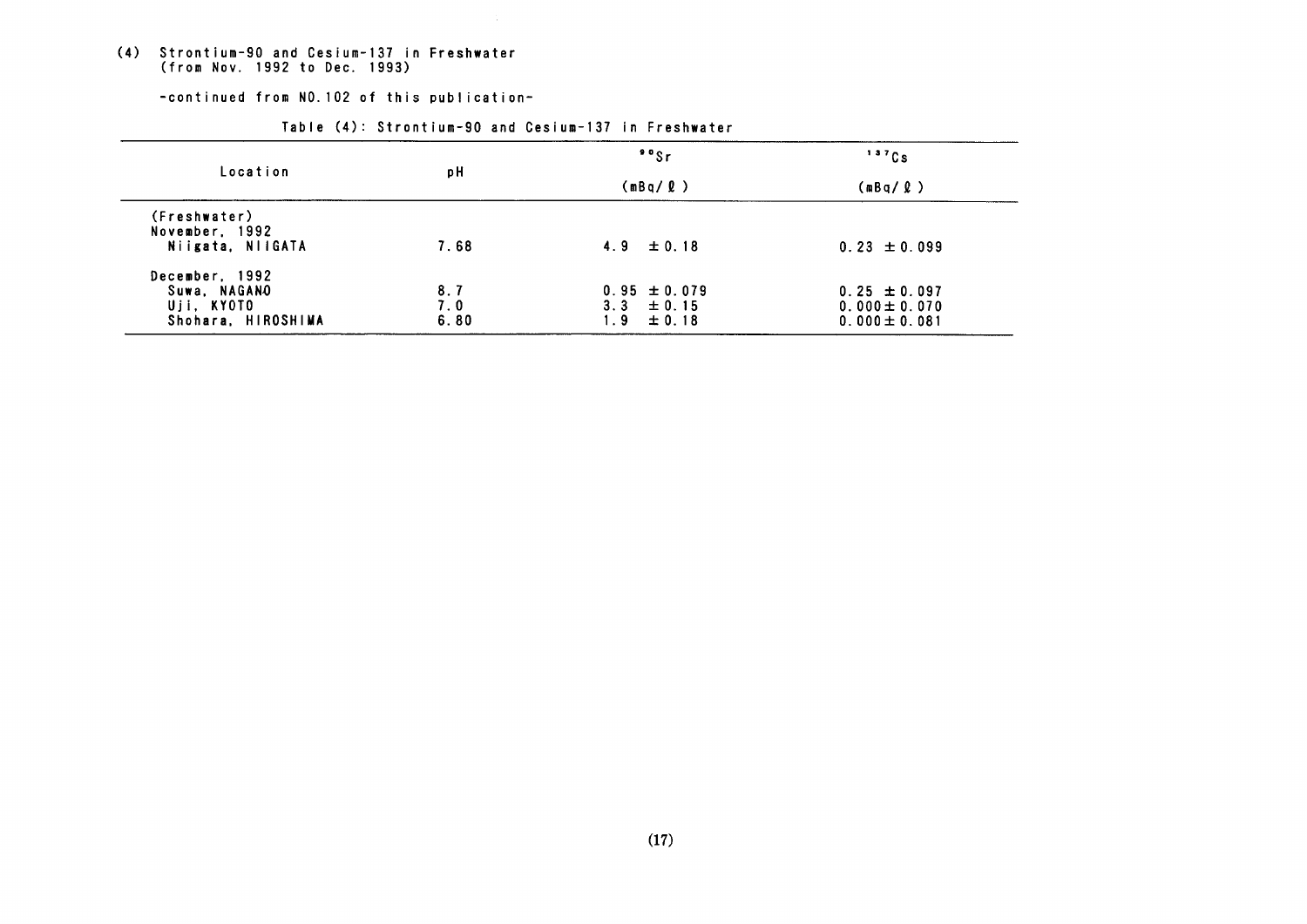(4) Strontium-90 and Cesium-137 in Freshwater
(from Nov. 1992 to Dec. 1993)

-continued from NO.102 of this publication-

Table (4): Strontium-90 and Cesium-137 in Freshwater

| Location | pH | $^{90}Sr$ (mBq/ℓ) | $^{137}Cs$ (mBq/ℓ) |
|---|---|---|---|
| (Freshwater) | | | |
| November, 1992 | | | |
| Niigata, NIIGATA | 7.68 | 4.9 ± 0.18 | 0.23 ± 0.099 |
| December, 1992 | | | |
| Suwa, NAGANO | 8.7 | 0.95 ± 0.079 | 0.25 ± 0.097 |
| Uji, KYOTO | 7.0 | 3.3 ± 0.15 | 0.000 ± 0.070 |
| Shohara, HIROSHIMA | 6.80 | 1.9 ± 0.18 | 0.000 ± 0.081 |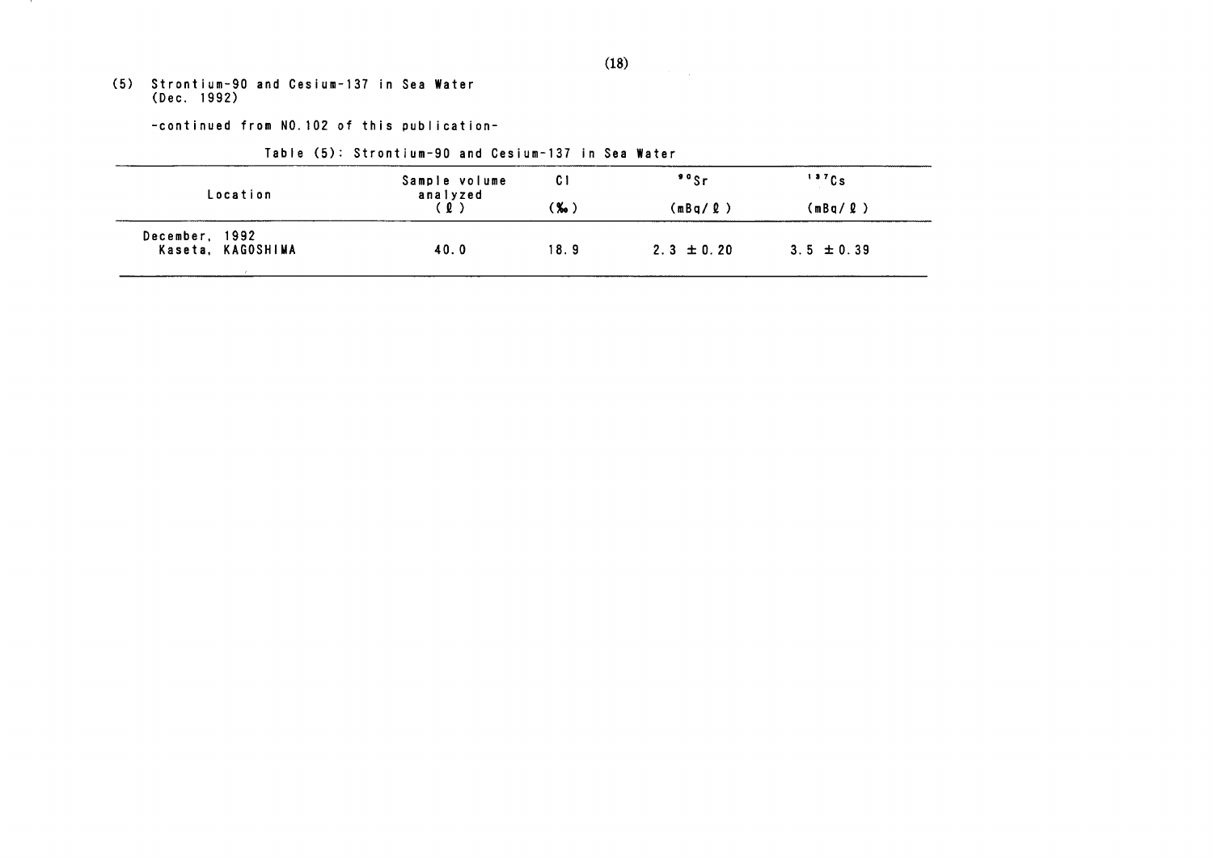## (5) Strontium-90 and Cesium-137 in Sea Water (Dec. 1992)

-continued from NO.102 of this publication-

Table (5): Strontium-90 and Cesium-137 in Sea Water

| Location | Sample volume analyzed (ℓ) | Cl (‰) | $^{90}Sr$ (mBq/ℓ) | $^{137}Cs$ (mBq/ℓ) |
|---|---|---|---|---|
| December, 1992 Kaseta, KAGOSHIMA | 40.0 | 18.9 | 2.3 ± 0.20 | 3.5 ± 0.39 |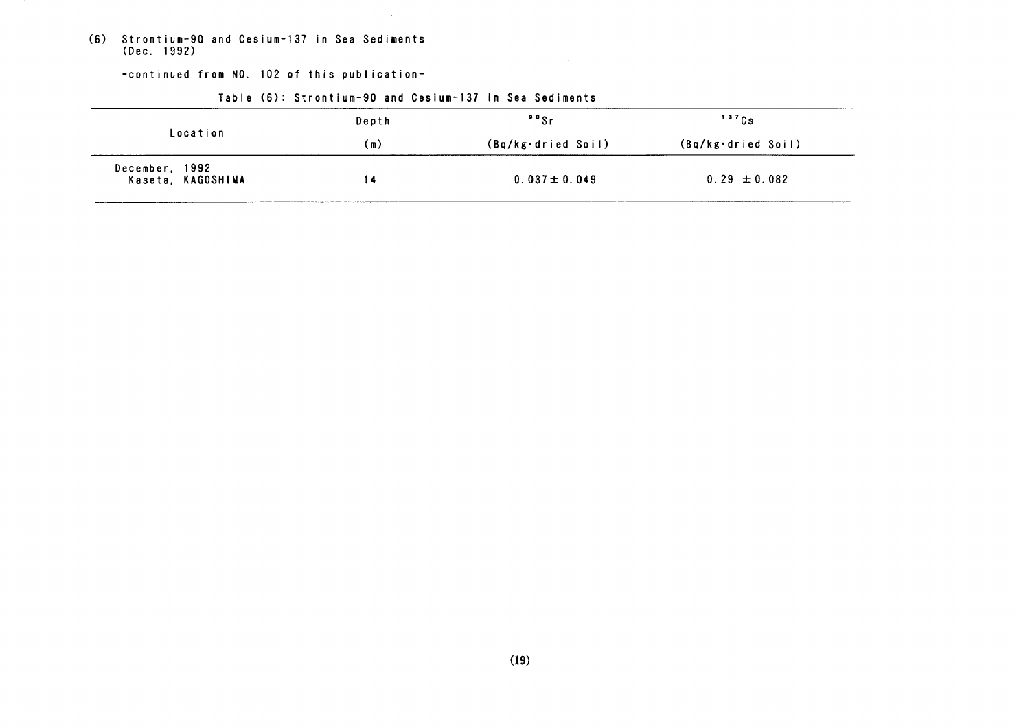## (6) Strontium-90 and Cesium-137 in Sea Sediments (Dec. 1992)

-continued from NO. 102 of this publication-

Table (6): Strontium-90 and Cesium-137 in Sea Sediments

| Location | Depth | $^{90}Sr$ | $^{137}Cs$ |
|---|---|---|---|
| | (m) | (Bq/kg·dried Soil) | (Bq/kg·dried Soil) |
| December, 1992 Kaseta, KAGOSHIMA | 14 | 0.037 ± 0.049 | 0.29 ± 0.082 |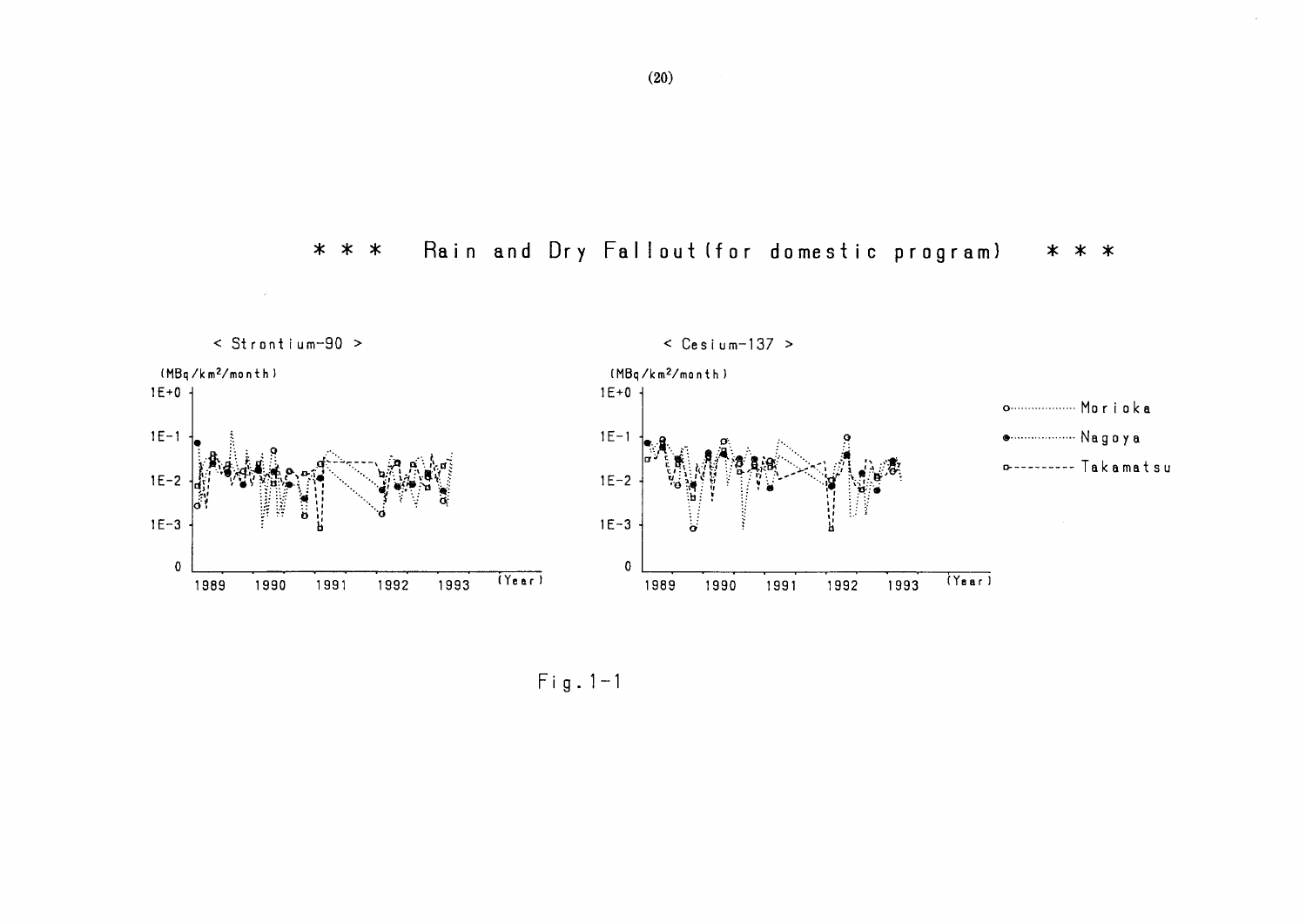# \* \* \* Rain and Dry Fallout (for domestic program) \* \* \*

< Strontium-90 >

(MBq/km²/month)

< Cesium-137 >

(MBq/km²/month)

o········ Morioka

●········ Nagoya

□-------- Takamatsu

Fig. 1-1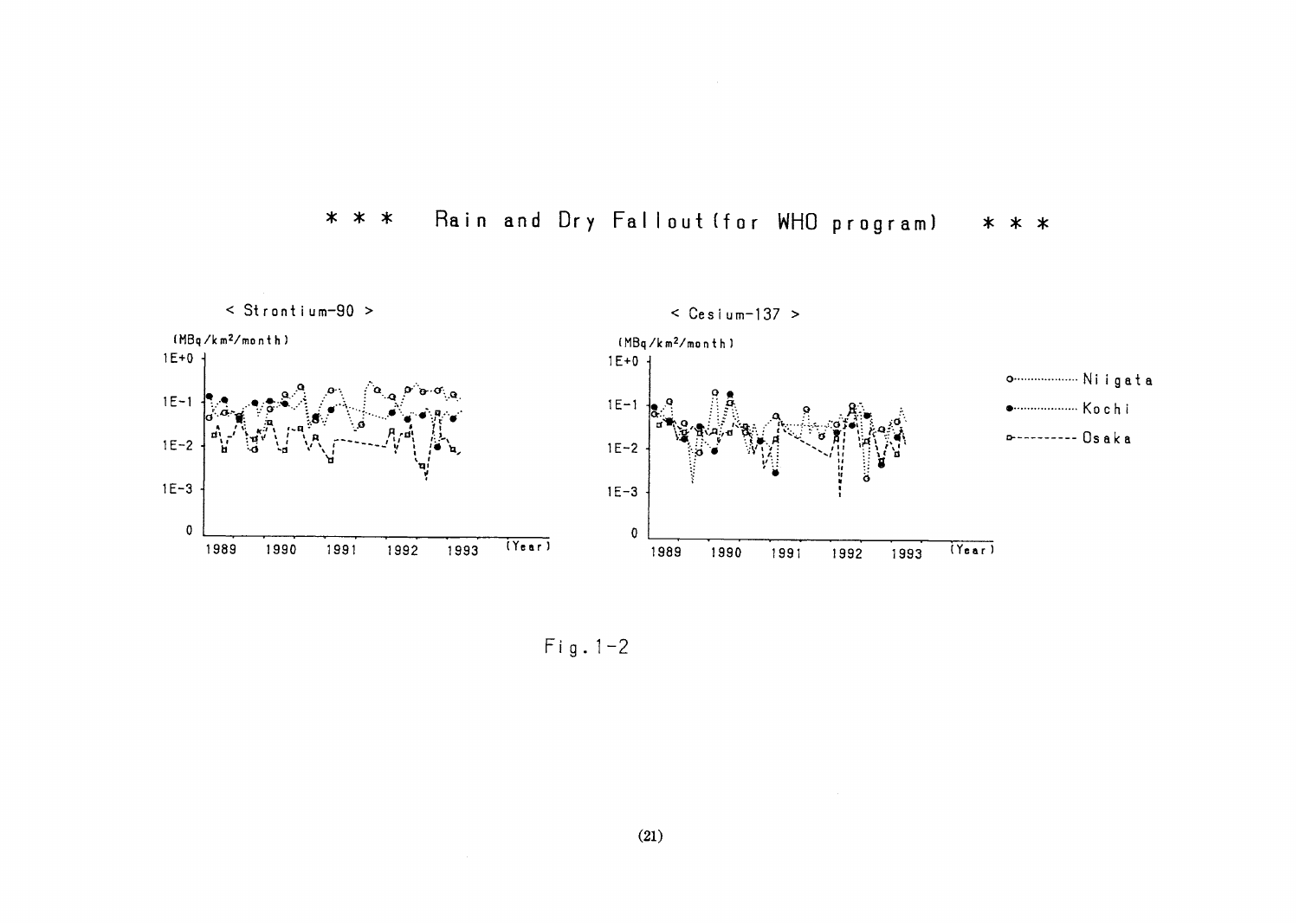# * * * Rain and Dry Fallout (for WHO program) * * *

< Strontium-90 >

(MBq/km²/month)

< Cesium-137 >

(MBq/km²/month)

Fig. 1-2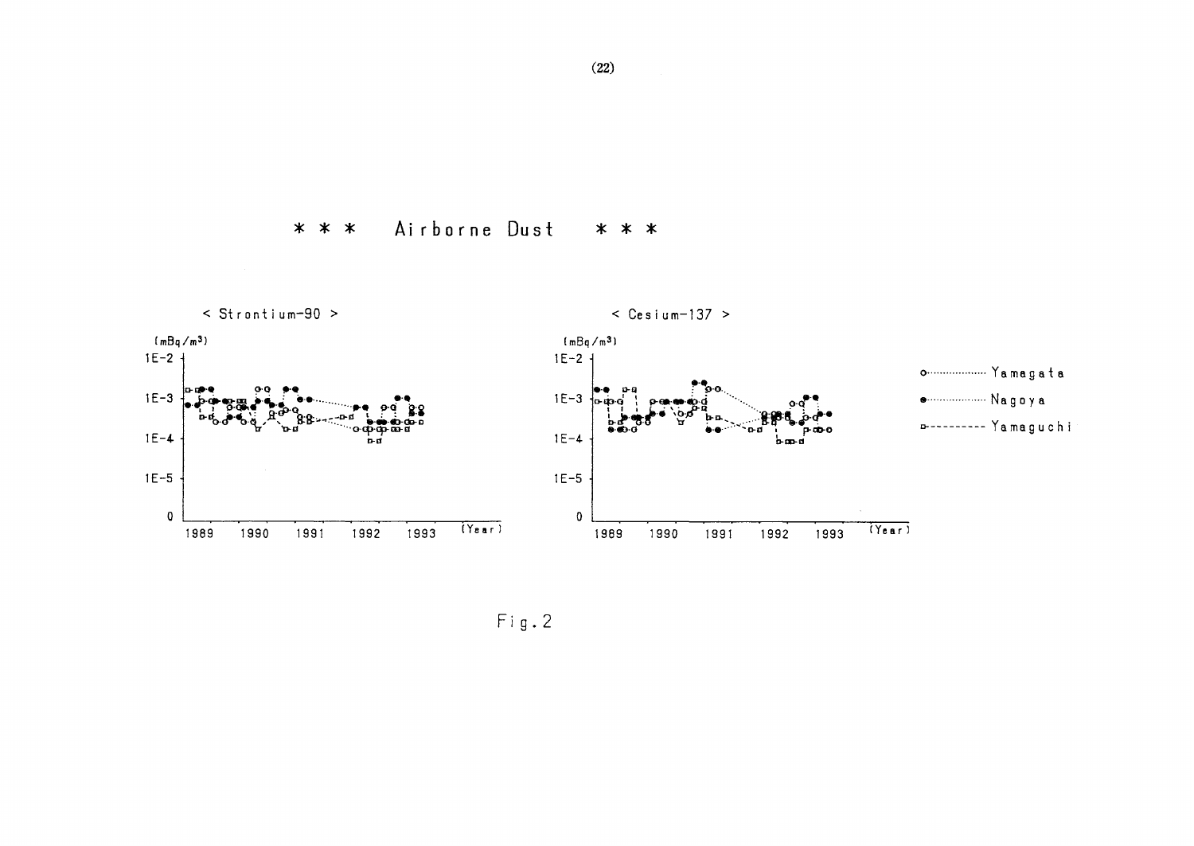# * * * Airborne Dust * * *

< Strontium-90 >

(mBq/m³)

< Cesium-137 >

(mBq/m³)

Yamagata

Nagoya

Yamaguchi

Fig. 2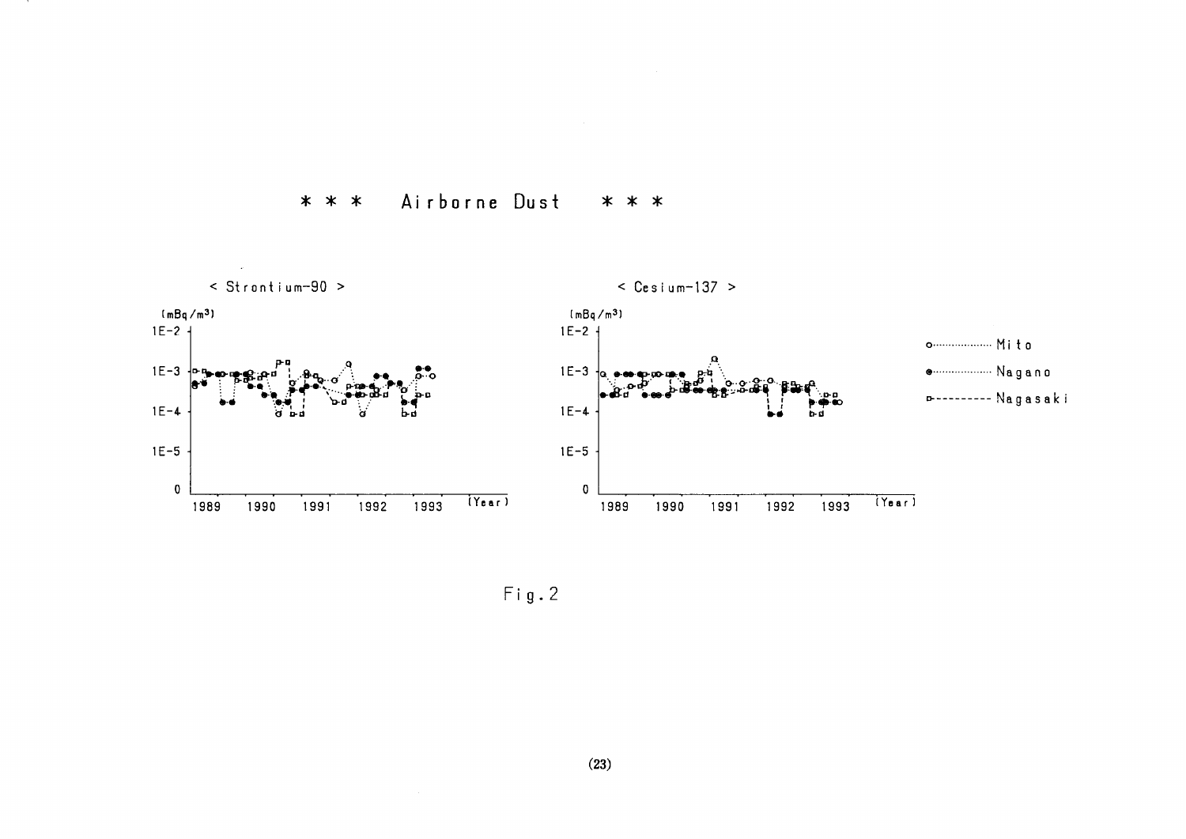*** Airborne Dust ***

< Strontium-90 >

(mBq/m3)

< Cesium-137 >

(mBq/m3)

Mito

Nagano

Nagasaki

Fig.2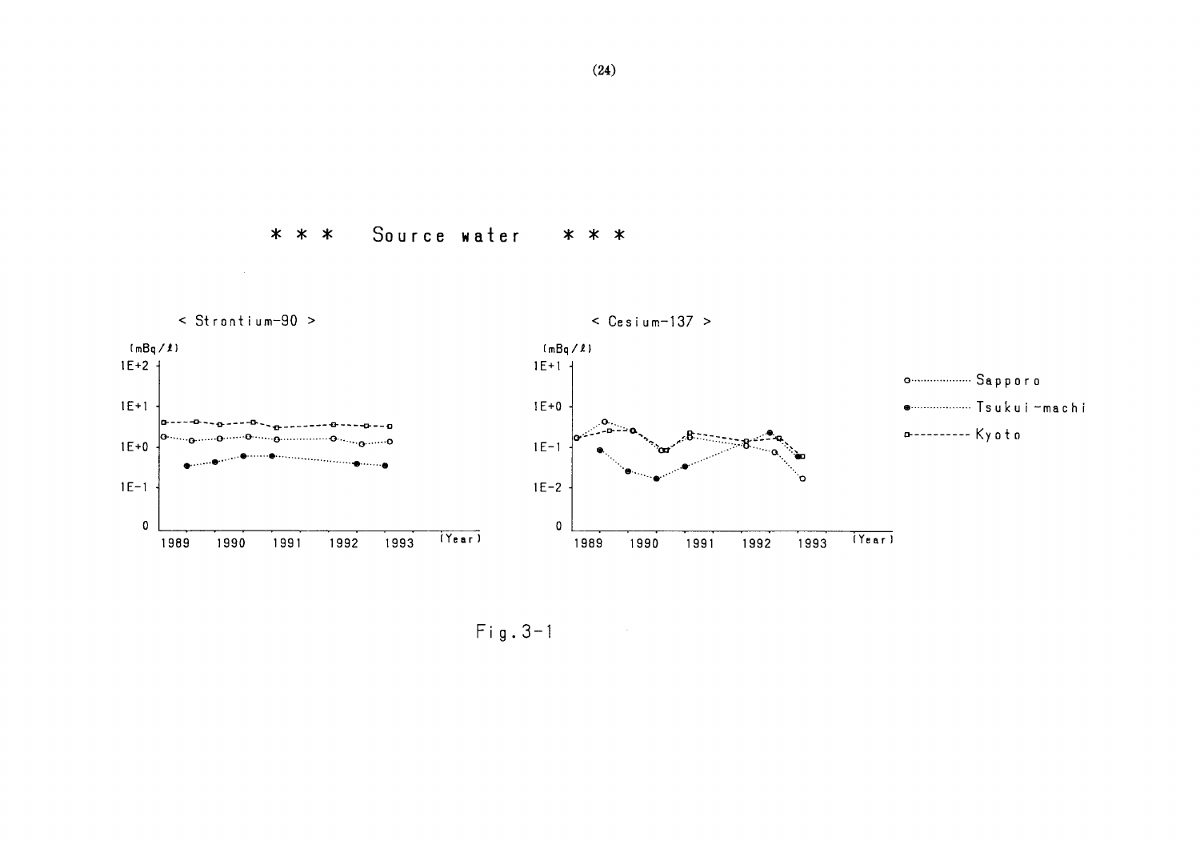## * * * Source water * * *

< Strontium-90 >

(mBq/ℓ)

1E+2

1E+1

1E+0

1E-1

0

1989 1990 1991 1992 1993 (Year)

< Cesium-137 >

(mBq/ℓ)

1E+1

1E+0

1E-1

1E-2

0

1989 1990 1991 1992 1993 (Year)

○·········· Sapporo

●·········· Tsukui-machi

□- - - - - Kyoto

Fig.3-1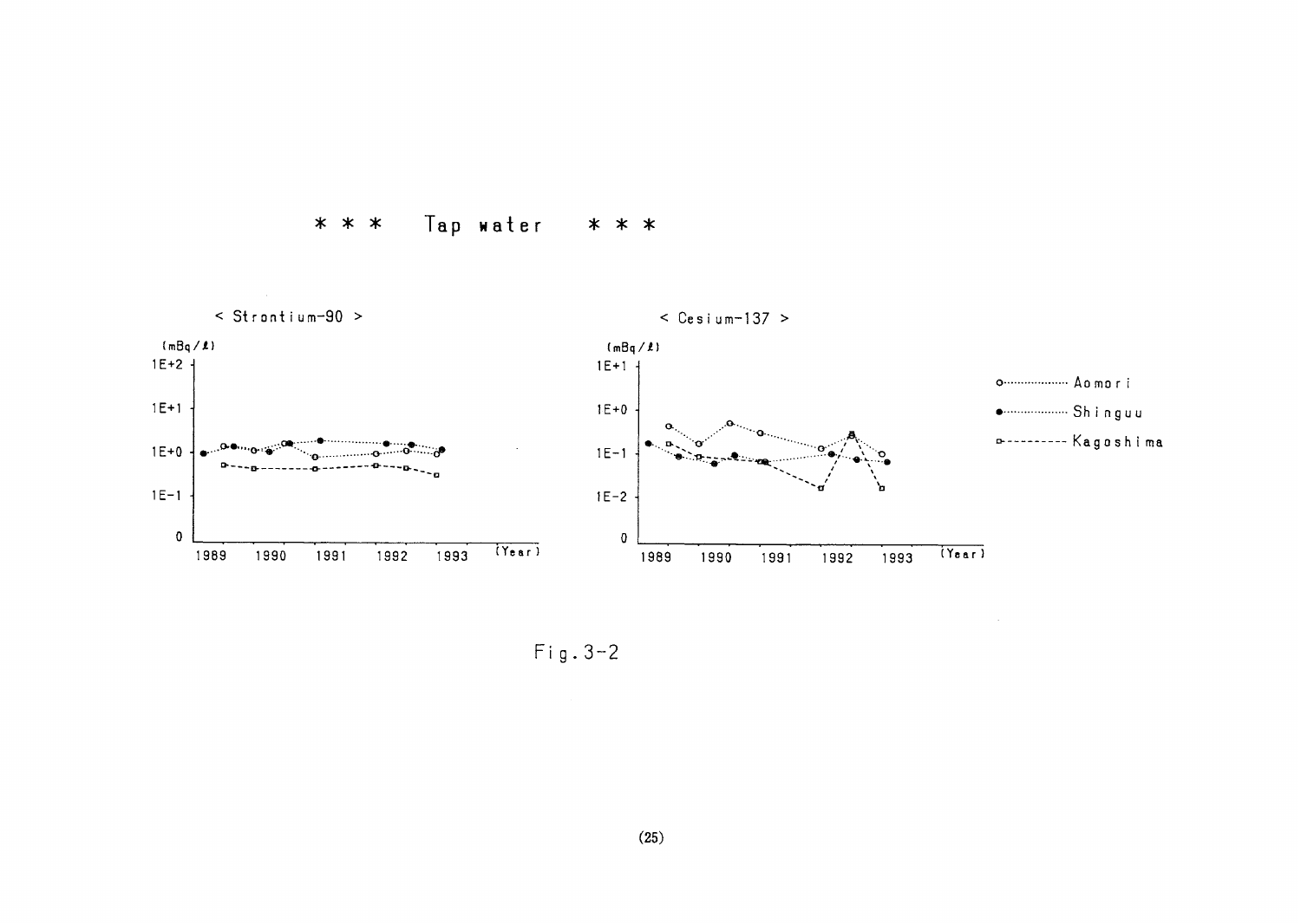\* \* \* Tap water \* \* \*

< Strontium-90 >

< Cesium-137 >

Fig.3-2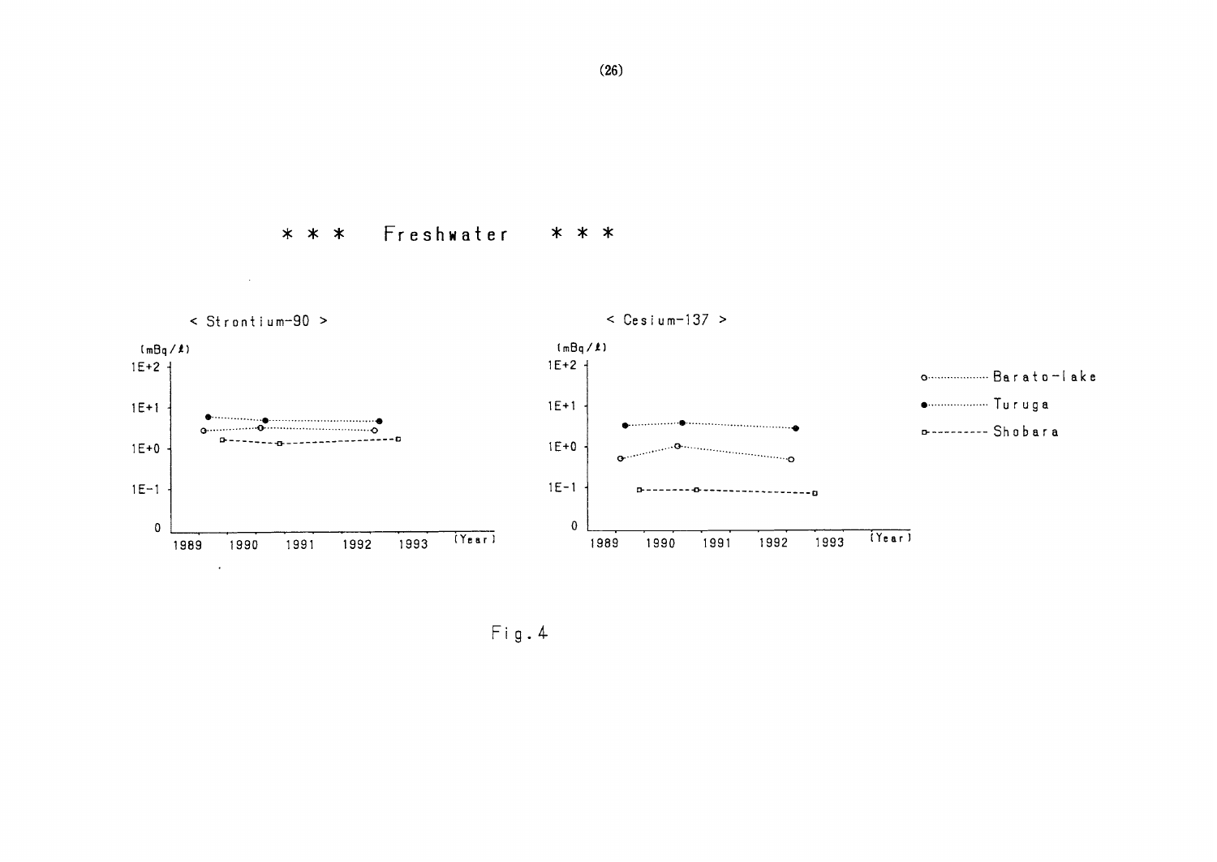\* \* \* Freshwater \* \* \*

< Strontium-90 >

(mBq/ℓ)

1E+2

1E+1

1E+0

1E-1

0

1989 1990 1991 1992 1993 (Year)

< Cesium-137 >

(mBq/ℓ)

1E+2

1E+1

1E+0

1E-1

0

1989 1990 1991 1992 1993 (Year)

○ Barato-lake

● Turuga

□ Shobara

Fig.4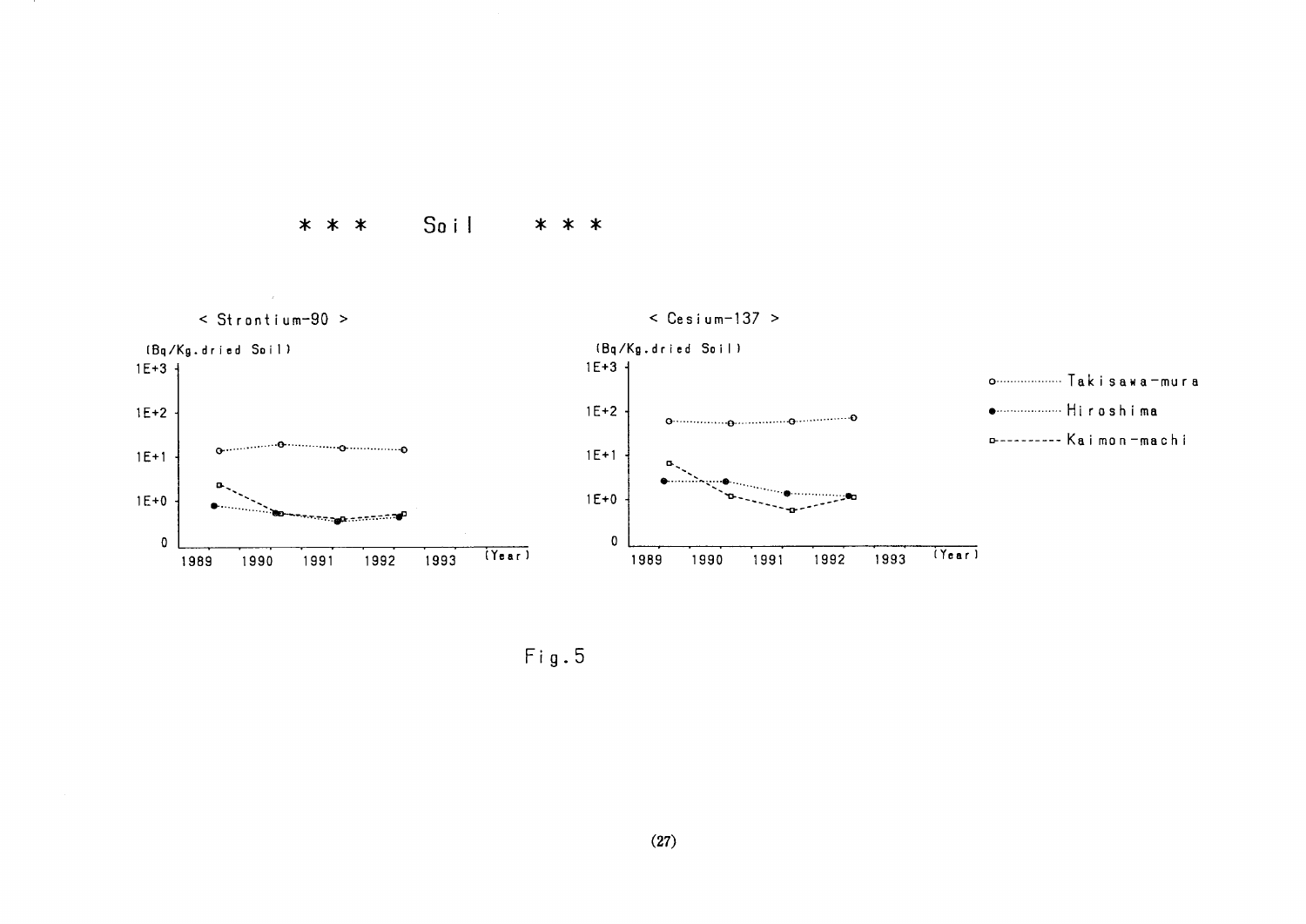*** Soil ***

< Strontium-90 >

(Bq/Kg.dried Soil)

1E+3
1E+2
1E+1
1E+0
0

1989 1990 1991 1992 1993 (Year)

< Cesium-137 >

(Bq/Kg.dried Soil)

1E+3
1E+2
1E+1
1E+0
0

1989 1990 1991 1992 1993 (Year)

Takisawa-mura

Hiroshima

Kaimon-machi

Fig.5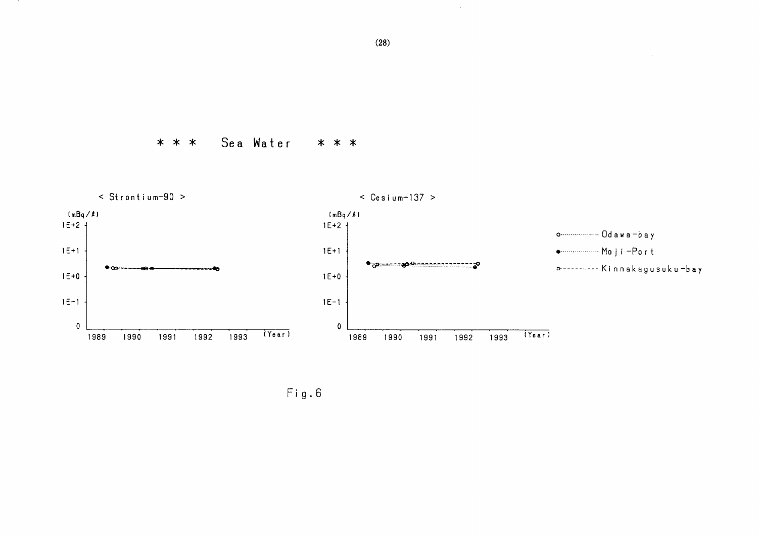# \* \* \* Sea Water \* \* \*

< Strontium-90 >

(mBq/ℓ)

1E+2

1E+1

1E+0

1E-1

0

1989 1990 1991 1992 1993 (Year)

< Cesium-137 >

(mBq/ℓ)

1E+2

1E+1

1E+0

1E-1

0

1989 1990 1991 1992 1993 (Year)

○·········· Odawa-bay

●·········· Moji-Port

□---------- Kinnakagusuku-bay

Fig.6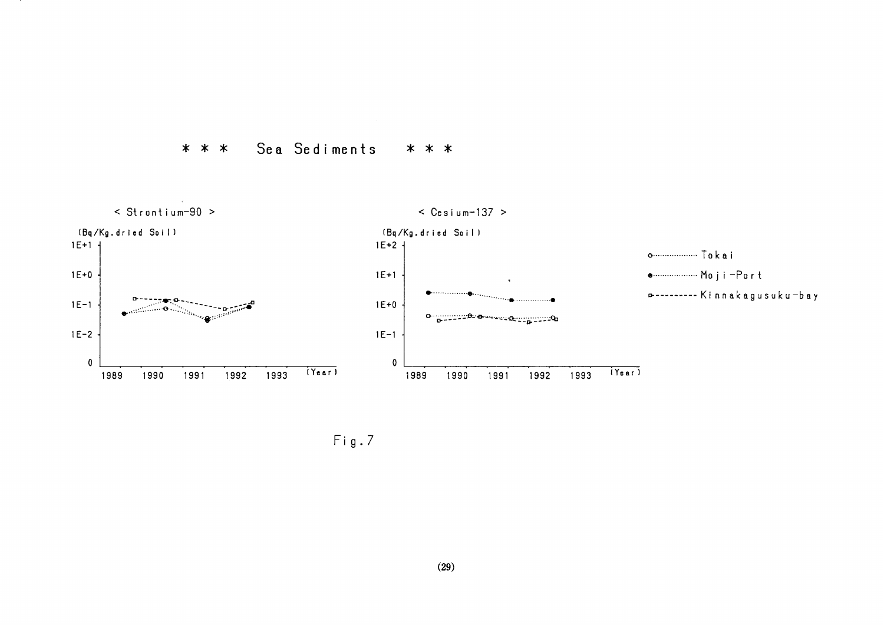\* \* \* Sea Sediments \* \* \*

< Strontium-90 >

(Bq/Kg.dried Soil)

1E+1

1E+0

1E-1

1E-2

0

1989 1990 1991 1992 1993 (Year)

< Cesium-137 >

(Bq/Kg.dried Soil)

1E+2

1E+1

1E+0

1E-1

0

1989 1990 1991 1992 1993 (Year)

○ Tokai

● Moji-Port

□ Kinnakagusuku-bay

Fig.7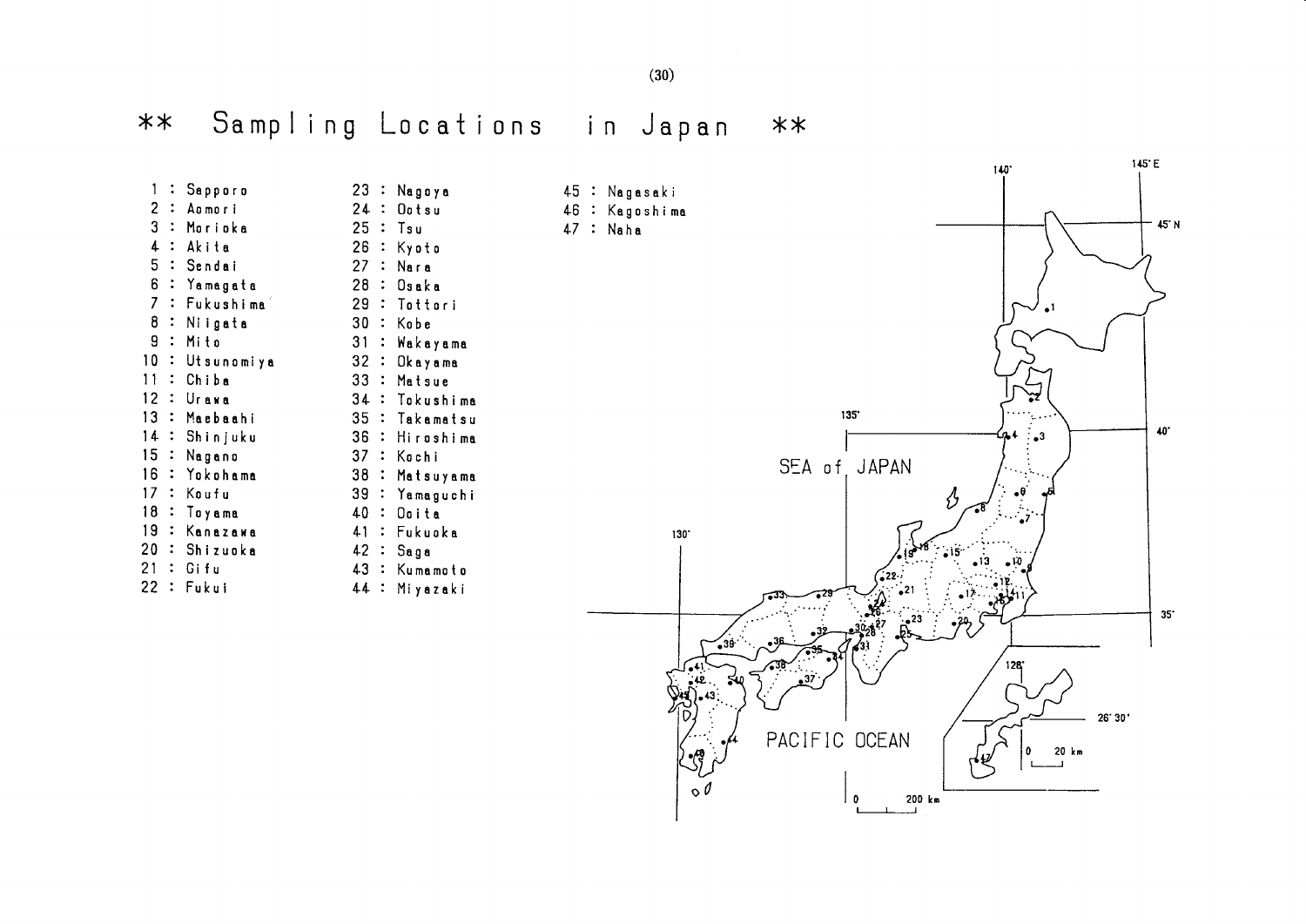# ** Sampling Locations in Japan **

1 : Sapporo
2 : Aomori
3 : Morioka
4 : Akita
5 : Sendai
6 : Yamagata
7 : Fukushima
8 : Niigata
9 : Mito
10 : Utsunomiya
11 : Chiba
12 : Urawa
13 : Maebashi
14 : Shinjuku
15 : Nagano
16 : Yokohama
17 : Koufu
18 : Toyama
19 : Kanazawa
20 : Shizuoka
21 : Gifu
22 : Fukui
23 : Nagoya
24 : Ootsu
25 : Tsu
26 : Kyoto
27 : Nara
28 : Osaka
29 : Tottori
30 : Kobe
31 : Wakayama
32 : Okayama
33 : Matsue
34 : Tokushima
35 : Takamatsu
36 : Hiroshima
37 : Kochi
38 : Matsuyama
39 : Yamaguchi
40 : Ooita
41 : Fukuoka
42 : Saga
43 : Kumamoto
44 : Miyazaki
45 : Nagasaki
46 : Kagoshima
47 : Naha

SEA of JAPAN

PACIFIC OCEAN

140° 145°E 45°N 40° 35° 135° 130° 128° 26°30'

0 200 km

0 20 km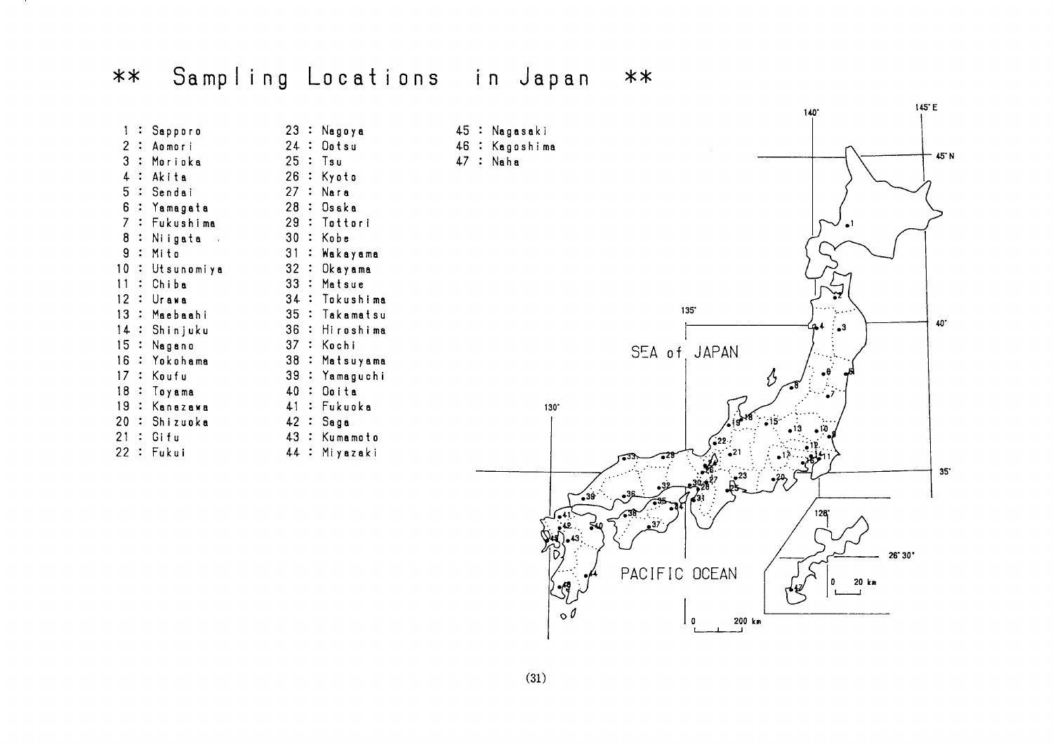# ** Sampling Locations in Japan **

1 : Sapporo
2 : Aomori
3 : Morioka
4 : Akita
5 : Sendai
6 : Yamagata
7 : Fukushima
8 : Niigata
9 : Mito
10 : Utsunomiya
11 : Chiba
12 : Urawa
13 : Maebashi
14 : Shinjuku
15 : Nagano
16 : Yokohama
17 : Koufu
18 : Toyama
19 : Kanazawa
20 : Shizuoka
21 : Gifu
22 : Fukui
23 : Nagoya
24 : Ootsu
25 : Tsu
26 : Kyoto
27 : Nara
28 : Osaka
29 : Tottori
30 : Kobe
31 : Wakayama
32 : Okayama
33 : Matsue
34 : Tokushima
35 : Takamatsu
36 : Hiroshima
37 : Kochi
38 : Matsuyama
39 : Yamaguchi
40 : Ooita
41 : Fukuoka
42 : Saga
43 : Kumamoto
44 : Miyazaki
45 : Nagasaki
46 : Kagoshima
47 : Naha

145° E
140°
45° N
135°
40°
SEA of JAPAN
130°
35°
128°
26° 30'
0 20 km
PACIFIC OCEAN
0 200 km